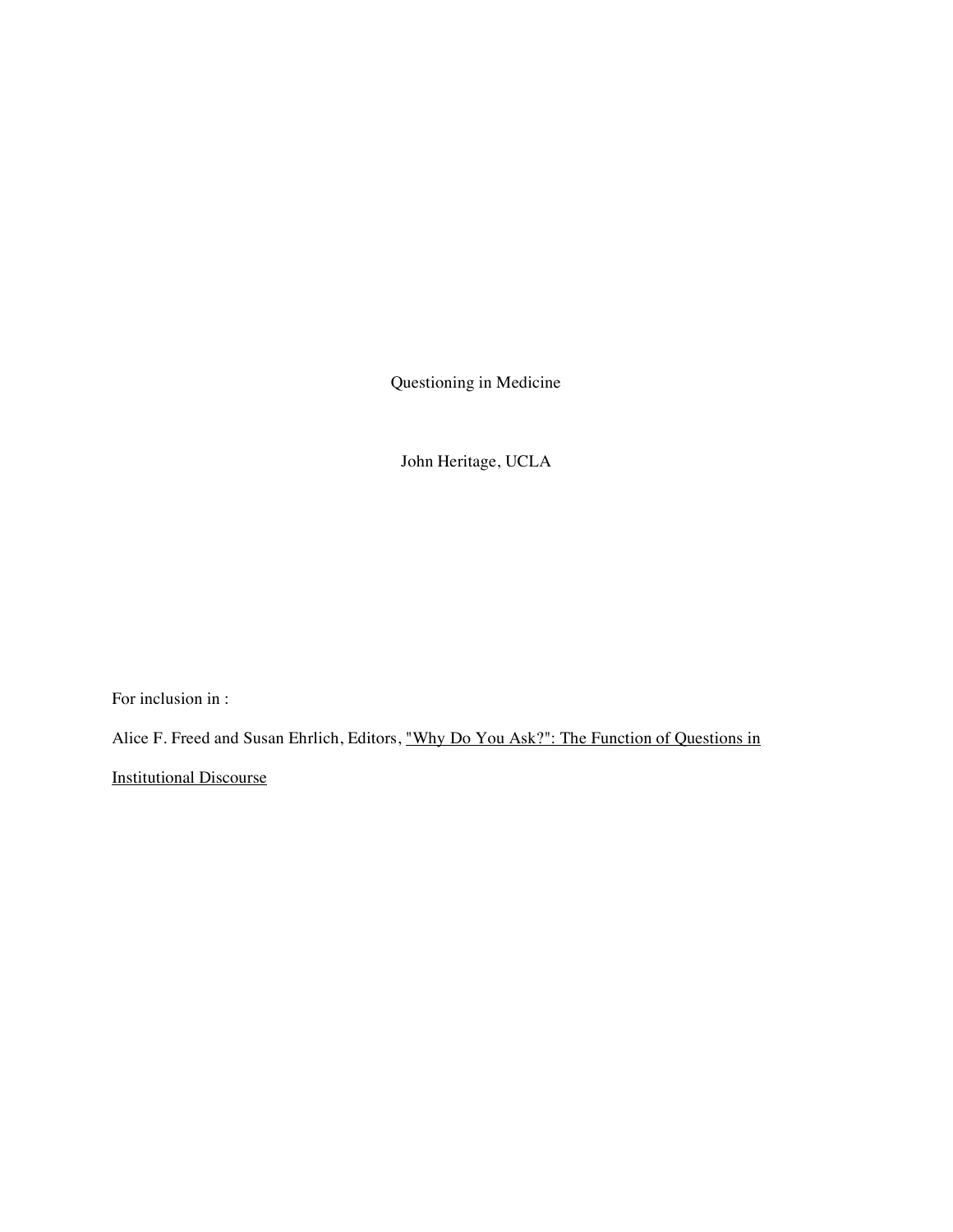# Questioning in Medicine

John Heritage, UCLA

For inclusion in :

Alice F. Freed and Susan Ehrlich, Editors, "Why Do You Ask?": The Function of Questions in Institutional Discourse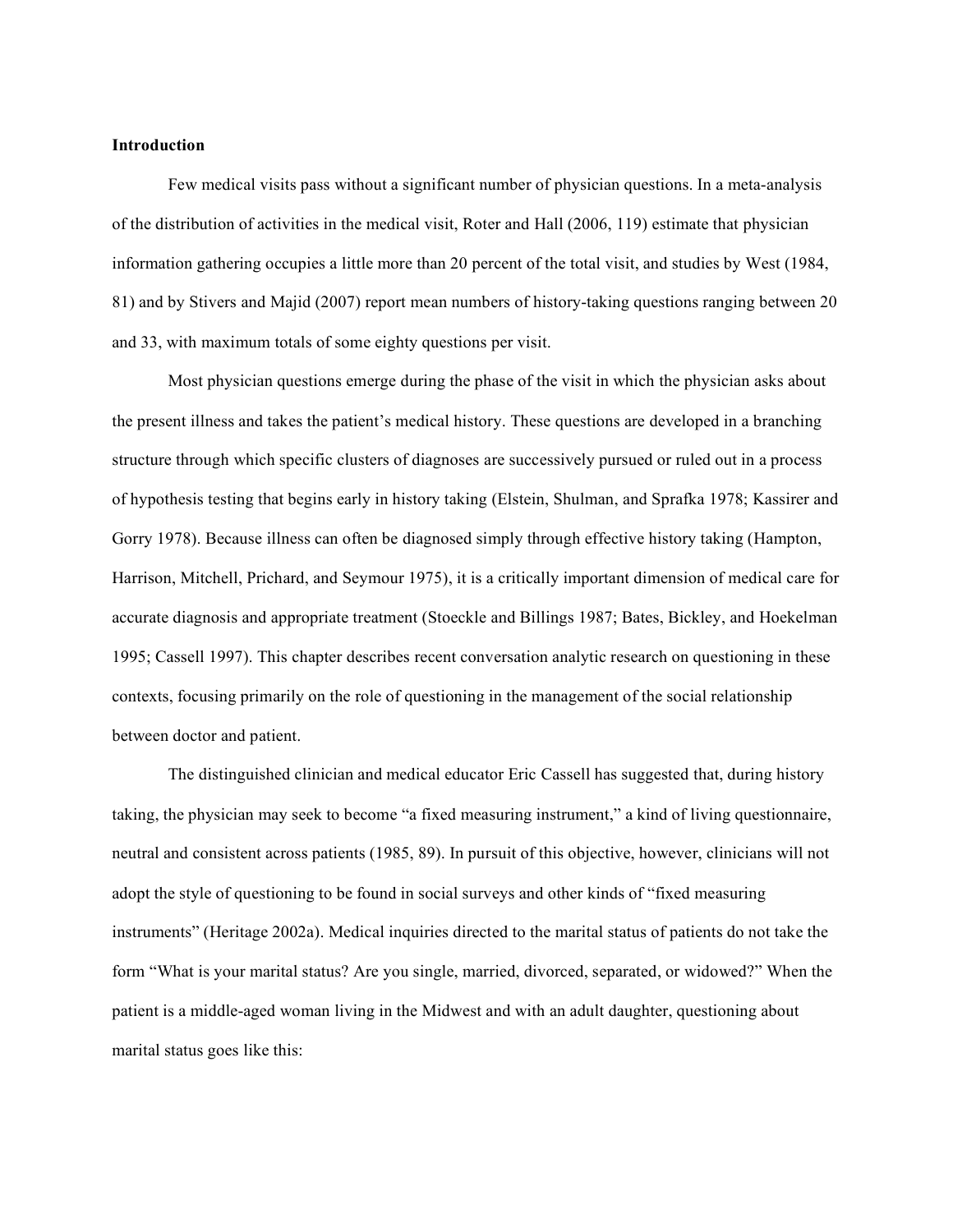## Introduction

Few medical visits pass without a significant number of physician questions. In a meta-analysis of the distribution of activities in the medical visit, Roter and Hall (2006, 119) estimate that physician information gathering occupies a little more than 20 percent of the total visit, and studies by West (1984, 81) and by Stivers and Majid (2007) report mean numbers of history-taking questions ranging between 20 and 33, with maximum totals of some eighty questions per visit.

Most physician questions emerge during the phase of the visit in which the physician asks about the present illness and takes the patient's medical history. These questions are developed in a branching structure through which specific clusters of diagnoses are successively pursued or ruled out in a process of hypothesis testing that begins early in history taking (Elstein, Shulman, and Sprafka 1978; Kassirer and Gorry 1978). Because illness can often be diagnosed simply through effective history taking (Hampton, Harrison, Mitchell, Prichard, and Seymour 1975), it is a critically important dimension of medical care for accurate diagnosis and appropriate treatment (Stoeckle and Billings 1987; Bates, Bickley, and Hoekelman 1995; Cassell 1997). This chapter describes recent conversation analytic research on questioning in these contexts, focusing primarily on the role of questioning in the management of the social relationship between doctor and patient.

The distinguished clinician and medical educator Eric Cassell has suggested that, during history taking, the physician may seek to become "a fixed measuring instrument," a kind of living questionnaire, neutral and consistent across patients (1985, 89). In pursuit of this objective, however, clinicians will not adopt the style of questioning to be found in social surveys and other kinds of "fixed measuring instruments" (Heritage 2002a). Medical inquiries directed to the marital status of patients do not take the form "What is your marital status? Are you single, married, divorced, separated, or widowed?" When the patient is a middle-aged woman living in the Midwest and with an adult daughter, questioning about marital status goes like this: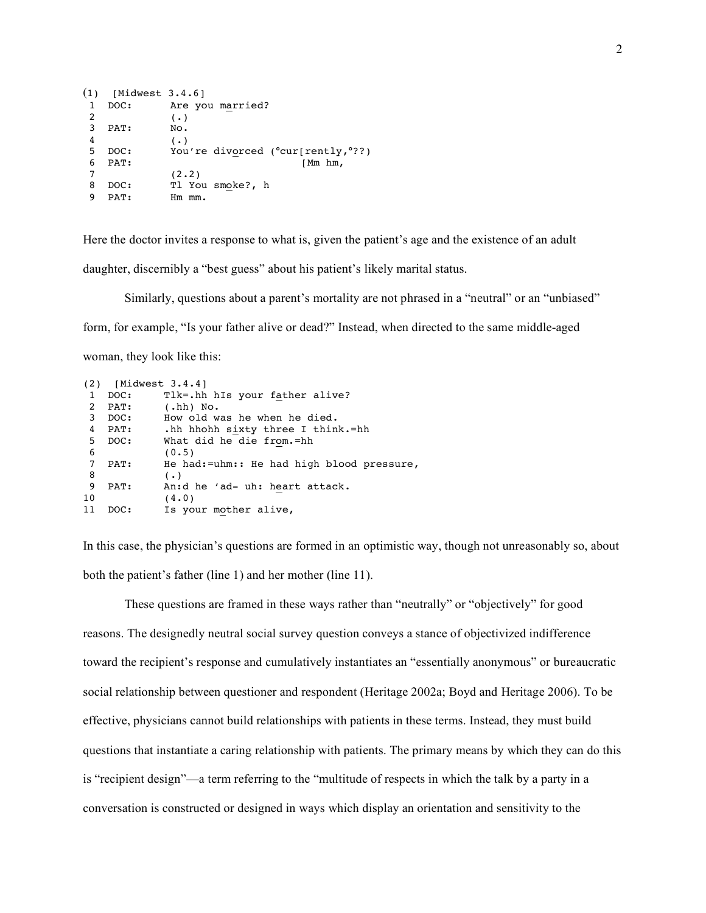```
(1)  [Midwest 3.4.6]
 1  DOC:      Are you married?
 2            (.)
 3  PAT:      No.
 4            (.)
 5  DOC:      You're divorced (°cur[rently,°??)
 6  PAT:                           [Mm hm,
 7            (2.2)
 8  DOC:      Tl You smoke?, h
 9  PAT:      Hm mm.
```

Here the doctor invites a response to what is, given the patient's age and the existence of an adult daughter, discernibly a "best guess" about his patient's likely marital status.

Similarly, questions about a parent's mortality are not phrased in a "neutral" or an "unbiased" form, for example, "Is your father alive or dead?" Instead, when directed to the same middle-aged woman, they look like this:

```
(2)  [Midwest 3.4.4]
 1  DOC:     Tlk=.hh hIs your father alive?
 2  PAT:     (.hh) No.
 3  DOC:     How old was he when he died.
 4  PAT:     .hh hhohh sixty three I think.=hh
 5  DOC:     What did he die from.=hh
 6           (0.5)
 7  PAT:     He had:=uhm:: He had high blood pressure,
 8           (.)
 9  PAT:     An:d he 'ad- uh: heart attack.
10           (4.0)
11  DOC:     Is your mother alive,
```

In this case, the physician's questions are formed in an optimistic way, though not unreasonably so, about both the patient's father (line 1) and her mother (line 11).

These questions are framed in these ways rather than "neutrally" or "objectively" for good reasons. The designedly neutral social survey question conveys a stance of objectivized indifference toward the recipient's response and cumulatively instantiates an "essentially anonymous" or bureaucratic social relationship between questioner and respondent (Heritage 2002a; Boyd and Heritage 2006). To be effective, physicians cannot build relationships with patients in these terms. Instead, they must build questions that instantiate a caring relationship with patients. The primary means by which they can do this is "recipient design"—a term referring to the "multitude of respects in which the talk by a party in a conversation is constructed or designed in ways which display an orientation and sensitivity to the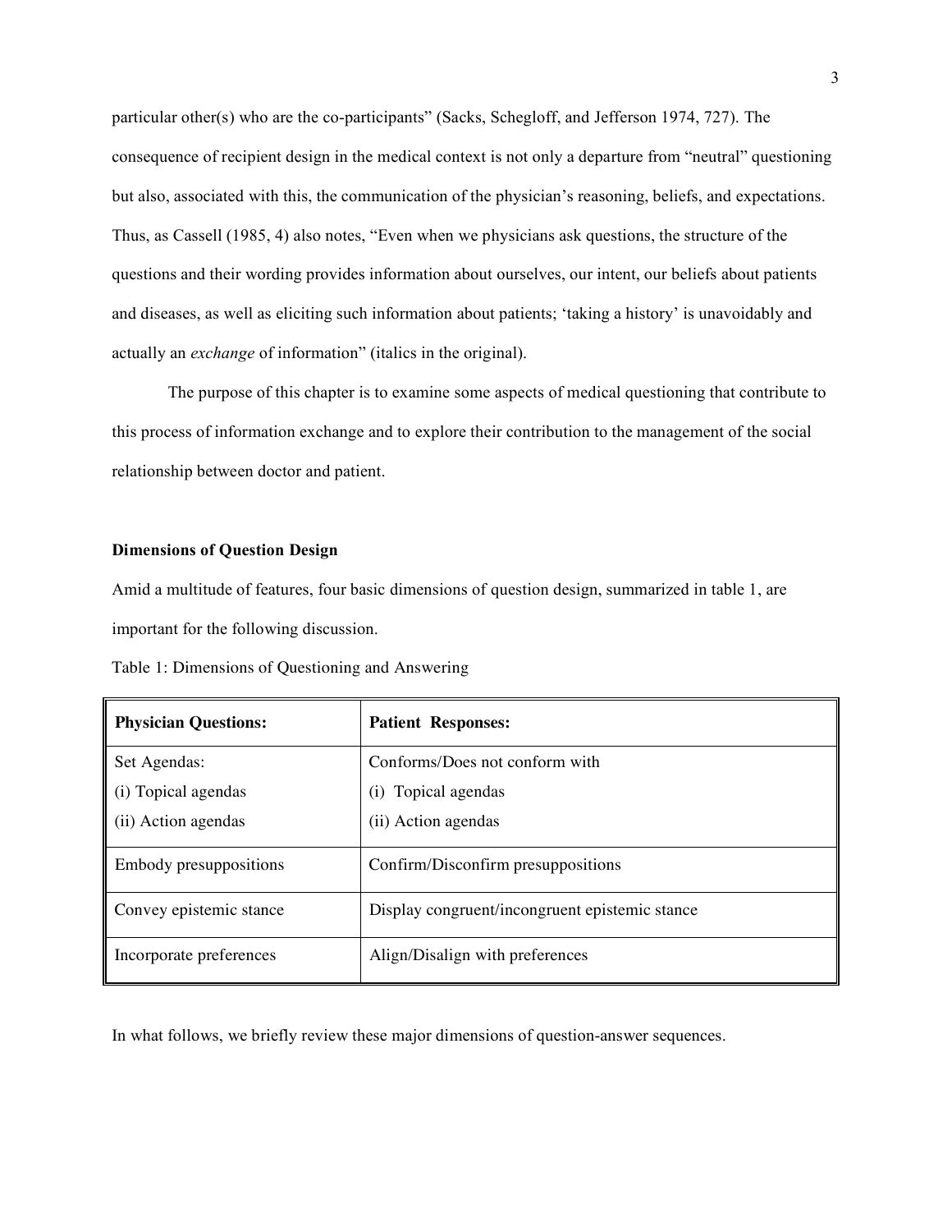particular other(s) who are the co-participants" (Sacks, Schegloff, and Jefferson 1974, 727). The consequence of recipient design in the medical context is not only a departure from "neutral" questioning but also, associated with this, the communication of the physician's reasoning, beliefs, and expectations. Thus, as Cassell (1985, 4) also notes, "Even when we physicians ask questions, the structure of the questions and their wording provides information about ourselves, our intent, our beliefs about patients and diseases, as well as eliciting such information about patients; 'taking a history' is unavoidably and actually an *exchange* of information" (italics in the original).

The purpose of this chapter is to examine some aspects of medical questioning that contribute to this process of information exchange and to explore their contribution to the management of the social relationship between doctor and patient.

### Dimensions of Question Design

Amid a multitude of features, four basic dimensions of question design, summarized in table 1, are important for the following discussion.

Table 1: Dimensions of Questioning and Answering

| **Physician Questions:** | **Patient Responses:** |
|---|---|
| Set Agendas:<br>(i) Topical agendas<br>(ii) Action agendas | Conforms/Does not conform with<br>(i) Topical agendas<br>(ii) Action agendas |
| Embody presuppositions | Confirm/Disconfirm presuppositions |
| Convey epistemic stance | Display congruent/incongruent epistemic stance |
| Incorporate preferences | Align/Disalign with preferences |

In what follows, we briefly review these major dimensions of question-answer sequences.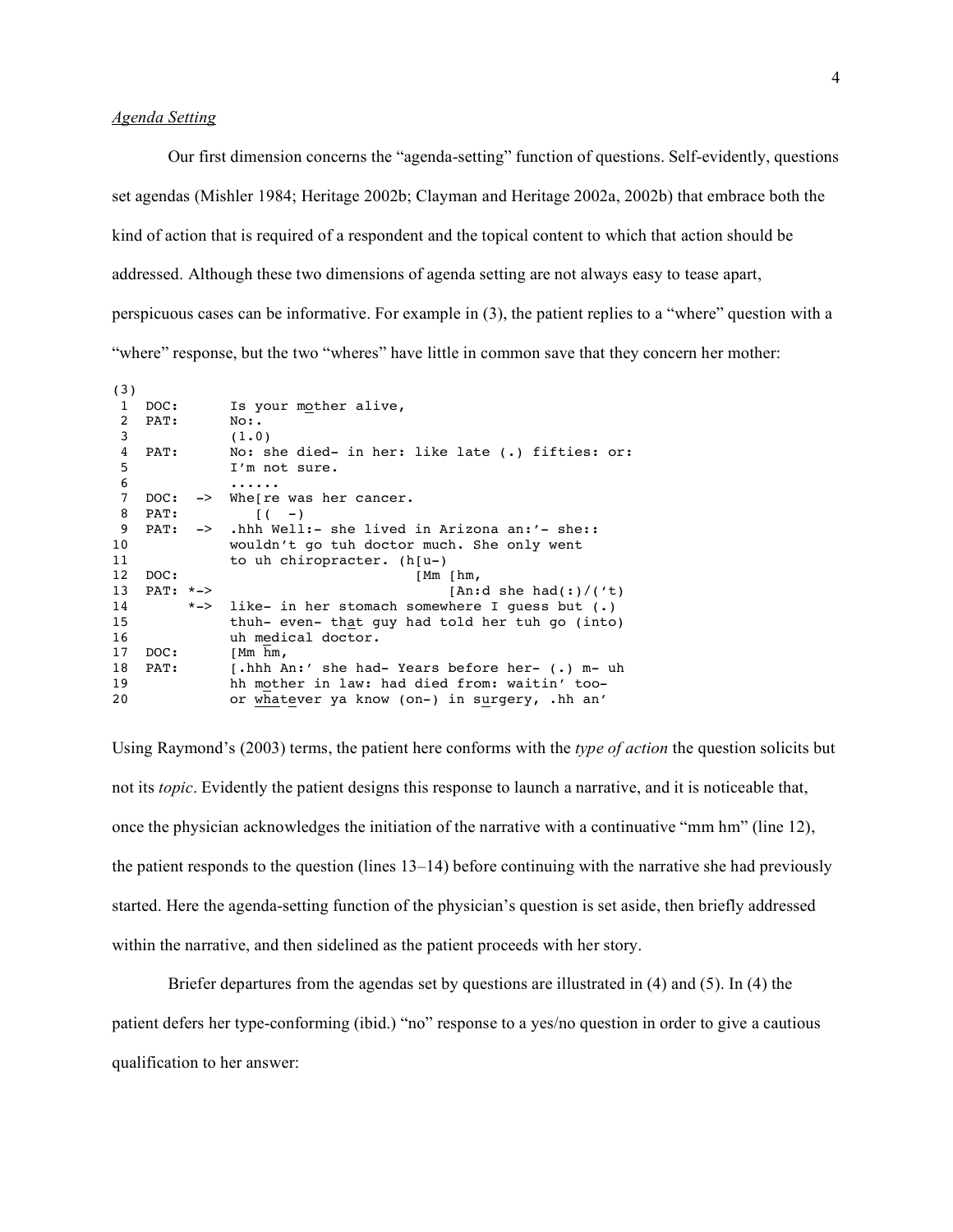### *Agenda Setting*

Our first dimension concerns the "agenda-setting" function of questions. Self-evidently, questions set agendas (Mishler 1984; Heritage 2002b; Clayman and Heritage 2002a, 2002b) that embrace both the kind of action that is required of a respondent and the topical content to which that action should be addressed. Although these two dimensions of agenda setting are not always easy to tease apart, perspicuous cases can be informative. For example in (3), the patient replies to a "where" question with a "where" response, but the two "wheres" have little in common save that they concern her mother:

```
(3)
 1  DOC:       Is your mother alive,
 2  PAT:       No:.
 3             (1.0)
 4  PAT:       No: she died- in her: like late (.) fifties: or:
 5             I'm not sure.
 6             ......
 7  DOC:  ->   Whe[re was her cancer.
 8  PAT:          [(  -)
 9  PAT:  ->   .hhh Well:- she lived in Arizona an:'- she::
10             wouldn't go tuh doctor much. She only went
11             to uh chiropracter. (h[u-)
12  DOC:                            [Mm [hm,
13  PAT: *->                            [An:d she had(:)/('t)
14       *->   like- in her stomach somewhere I guess but (.)
15             thuh- even- that guy had told her tuh go (into)
16             uh medical doctor.
17  DOC:       [Mm hm,
18  PAT:       [.hhh An:' she had- Years before her- (.) m- uh
19             hh mother in law: had died from: waitin' too-
20             or whatever ya know (on-) in surgery, .hh an'
```

Using Raymond's (2003) terms, the patient here conforms with the *type of action* the question solicits but not its *topic*. Evidently the patient designs this response to launch a narrative, and it is noticeable that, once the physician acknowledges the initiation of the narrative with a continuative "mm hm" (line 12), the patient responds to the question (lines 13–14) before continuing with the narrative she had previously started. Here the agenda-setting function of the physician's question is set aside, then briefly addressed within the narrative, and then sidelined as the patient proceeds with her story.

Briefer departures from the agendas set by questions are illustrated in (4) and (5). In (4) the patient defers her type-conforming (ibid.) "no" response to a yes/no question in order to give a cautious qualification to her answer: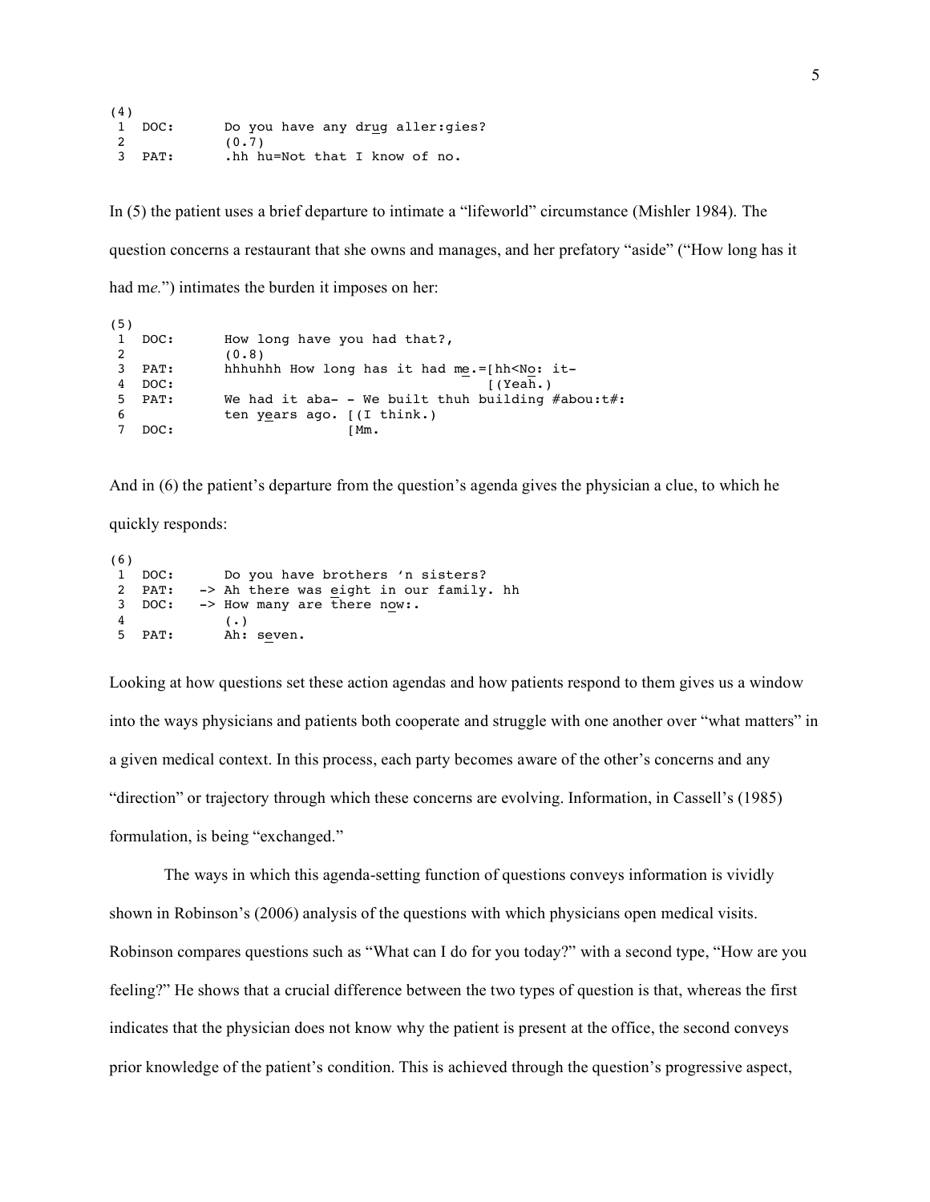```
(4)
 1  DOC:       Do you have any drug aller:gies?
 2             (0.7)
 3  PAT:       .hh hu=Not that I know of no.
```

In (5) the patient uses a brief departure to intimate a "lifeworld" circumstance (Mishler 1984). The question concerns a restaurant that she owns and manages, and her prefatory "aside" ("How long has it had m*e*.") intimates the burden it imposes on her:

```
(5)
 1  DOC:       How long have you had that?,
 2             (0.8)
 3  PAT:       hhhuhhh How long has it had me.=[hh<No: it-
 4  DOC:                                       [(Yeah.)
 5  PAT:       We had it aba- - We built thuh building #abou:t#:
 6             ten years ago. [(I think.)
 7  DOC:                      [Mm.
```

And in (6) the patient's departure from the question's agenda gives the physician a clue, to which he quickly responds:

```
(6)
 1  DOC:       Do you have brothers 'n sisters?
 2  PAT:    -> Ah there was eight in our family. hh
 3  DOC:    -> How many are there now:.
 4             (.)
 5  PAT:       Ah: seven.
```

Looking at how questions set these action agendas and how patients respond to them gives us a window into the ways physicians and patients both cooperate and struggle with one another over "what matters" in a given medical context. In this process, each party becomes aware of the other's concerns and any "direction" or trajectory through which these concerns are evolving. Information, in Cassell's (1985) formulation, is being "exchanged."

The ways in which this agenda-setting function of questions conveys information is vividly shown in Robinson's (2006) analysis of the questions with which physicians open medical visits. Robinson compares questions such as "What can I do for you today?" with a second type, "How are you feeling?" He shows that a crucial difference between the two types of question is that, whereas the first indicates that the physician does not know why the patient is present at the office, the second conveys prior knowledge of the patient's condition. This is achieved through the question's progressive aspect,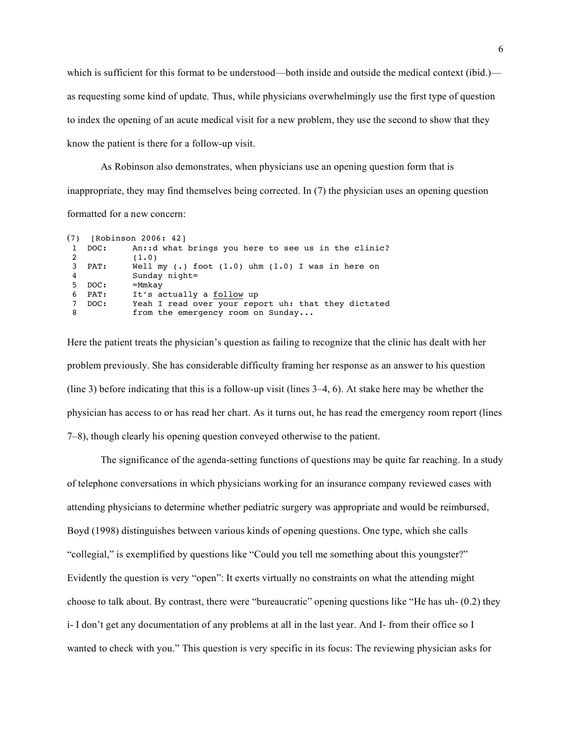which is sufficient for this format to be understood—both inside and outside the medical context (ibid.)—as requesting some kind of update. Thus, while physicians overwhelmingly use the first type of question to index the opening of an acute medical visit for a new problem, they use the second to show that they know the patient is there for a follow-up visit.

As Robinson also demonstrates, when physicians use an opening question form that is inappropriate, they may find themselves being corrected. In (7) the physician uses an opening question formatted for a new concern:

```
(7)  [Robinson 2006: 42]
 1  DOC:     An::d what brings you here to see us in the clinic?
 2           (1.0)
 3  PAT:     Well my (.) foot (1.0) uhm (1.0) I was in here on
 4           Sunday night=
 5  DOC:     =Mmkay
 6  PAT:     It's actually a follow up
 7  DOC:     Yeah I read over your report uh: that they dictated
 8           from the emergency room on Sunday...
```

Here the patient treats the physician's question as failing to recognize that the clinic has dealt with her problem previously. She has considerable difficulty framing her response as an answer to his question (line 3) before indicating that this is a follow-up visit (lines 3–4, 6). At stake here may be whether the physician has access to or has read her chart. As it turns out, he has read the emergency room report (lines 7–8), though clearly his opening question conveyed otherwise to the patient.

The significance of the agenda-setting functions of questions may be quite far reaching. In a study of telephone conversations in which physicians working for an insurance company reviewed cases with attending physicians to determine whether pediatric surgery was appropriate and would be reimbursed, Boyd (1998) distinguishes between various kinds of opening questions. One type, which she calls "collegial," is exemplified by questions like "Could you tell me something about this youngster?" Evidently the question is very "open": It exerts virtually no constraints on what the attending might choose to talk about. By contrast, there were "bureaucratic" opening questions like "He has uh- (0.2) they i- I don't get any documentation of any problems at all in the last year. And I- from their office so I wanted to check with you." This question is very specific in its focus: The reviewing physician asks for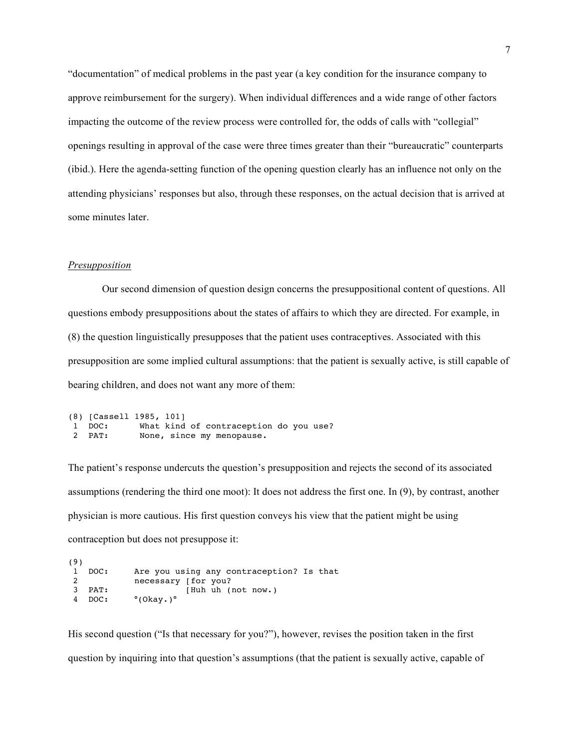"documentation" of medical problems in the past year (a key condition for the insurance company to approve reimbursement for the surgery). When individual differences and a wide range of other factors impacting the outcome of the review process were controlled for, the odds of calls with "collegial" openings resulting in approval of the case were three times greater than their "bureaucratic" counterparts (ibid.). Here the agenda-setting function of the opening question clearly has an influence not only on the attending physicians' responses but also, through these responses, on the actual decision that is arrived at some minutes later.

*Presupposition*

Our second dimension of question design concerns the presuppositional content of questions. All questions embody presuppositions about the states of affairs to which they are directed. For example, in (8) the question linguistically presupposes that the patient uses contraceptives. Associated with this presupposition are some implied cultural assumptions: that the patient is sexually active, is still capable of bearing children, and does not want any more of them:

```
(8) [Cassell 1985, 101]
 1  DOC:      What kind of contraception do you use?
 2  PAT:      None, since my menopause.
```

The patient's response undercuts the question's presupposition and rejects the second of its associated assumptions (rendering the third one moot): It does not address the first one. In (9), by contrast, another physician is more cautious. His first question conveys his view that the patient might be using contraception but does not presuppose it:

```
(9)
 1  DOC:     Are you using any contraception? Is that
 2           necessary [for you?
 3  PAT:                [Huh uh (not now.)
 4  DOC:     °(Okay.)°
```

His second question ("Is that necessary for you?"), however, revises the position taken in the first question by inquiring into that question's assumptions (that the patient is sexually active, capable of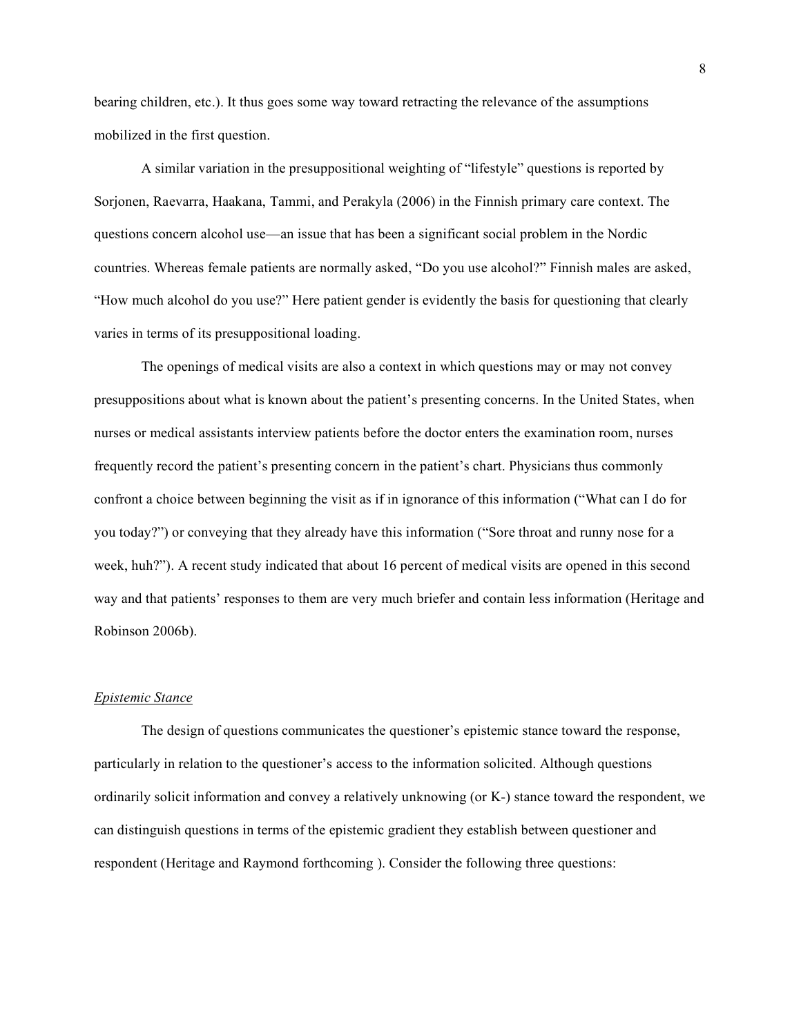bearing children, etc.). It thus goes some way toward retracting the relevance of the assumptions mobilized in the first question.

A similar variation in the presuppositional weighting of "lifestyle" questions is reported by Sorjonen, Raevarra, Haakana, Tammi, and Perakyla (2006) in the Finnish primary care context. The questions concern alcohol use—an issue that has been a significant social problem in the Nordic countries. Whereas female patients are normally asked, "Do you use alcohol?" Finnish males are asked, "How much alcohol do you use?" Here patient gender is evidently the basis for questioning that clearly varies in terms of its presuppositional loading.

The openings of medical visits are also a context in which questions may or may not convey presuppositions about what is known about the patient's presenting concerns. In the United States, when nurses or medical assistants interview patients before the doctor enters the examination room, nurses frequently record the patient's presenting concern in the patient's chart. Physicians thus commonly confront a choice between beginning the visit as if in ignorance of this information ("What can I do for you today?") or conveying that they already have this information ("Sore throat and runny nose for a week, huh?"). A recent study indicated that about 16 percent of medical visits are opened in this second way and that patients' responses to them are very much briefer and contain less information (Heritage and Robinson 2006b).

*Epistemic Stance*

The design of questions communicates the questioner's epistemic stance toward the response, particularly in relation to the questioner's access to the information solicited. Although questions ordinarily solicit information and convey a relatively unknowing (or K-) stance toward the respondent, we can distinguish questions in terms of the epistemic gradient they establish between questioner and respondent (Heritage and Raymond forthcoming ). Consider the following three questions: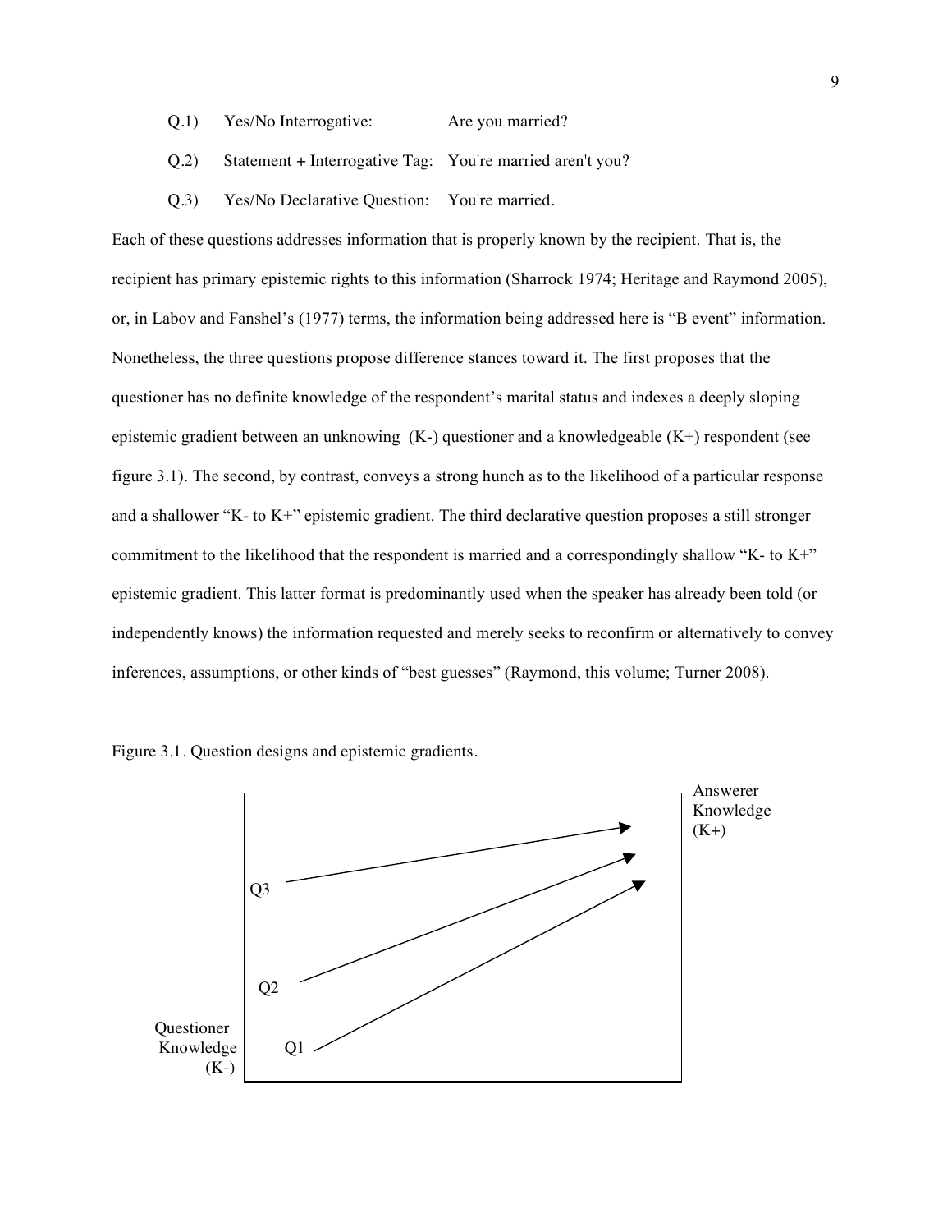Q.1) Yes/No Interrogative: Are you married?

Q.2) Statement + Interrogative Tag: You're married aren't you?

Q.3) Yes/No Declarative Question: You're married.

Each of these questions addresses information that is properly known by the recipient. That is, the recipient has primary epistemic rights to this information (Sharrock 1974; Heritage and Raymond 2005), or, in Labov and Fanshel's (1977) terms, the information being addressed here is "B event" information. Nonetheless, the three questions propose difference stances toward it. The first proposes that the questioner has no definite knowledge of the respondent's marital status and indexes a deeply sloping epistemic gradient between an unknowing (K-) questioner and a knowledgeable (K+) respondent (see figure 3.1). The second, by contrast, conveys a strong hunch as to the likelihood of a particular response and a shallower "K- to K+" epistemic gradient. The third declarative question proposes a still stronger commitment to the likelihood that the respondent is married and a correspondingly shallow "K- to K+" epistemic gradient. This latter format is predominantly used when the speaker has already been told (or independently knows) the information requested and merely seeks to reconfirm or alternatively to convey inferences, assumptions, or other kinds of "best guesses" (Raymond, this volume; Turner 2008).

Figure 3.1. Question designs and epistemic gradients.

Questioner Knowledge (K-)

Q1

Q2

Q3

Answerer Knowledge (K+)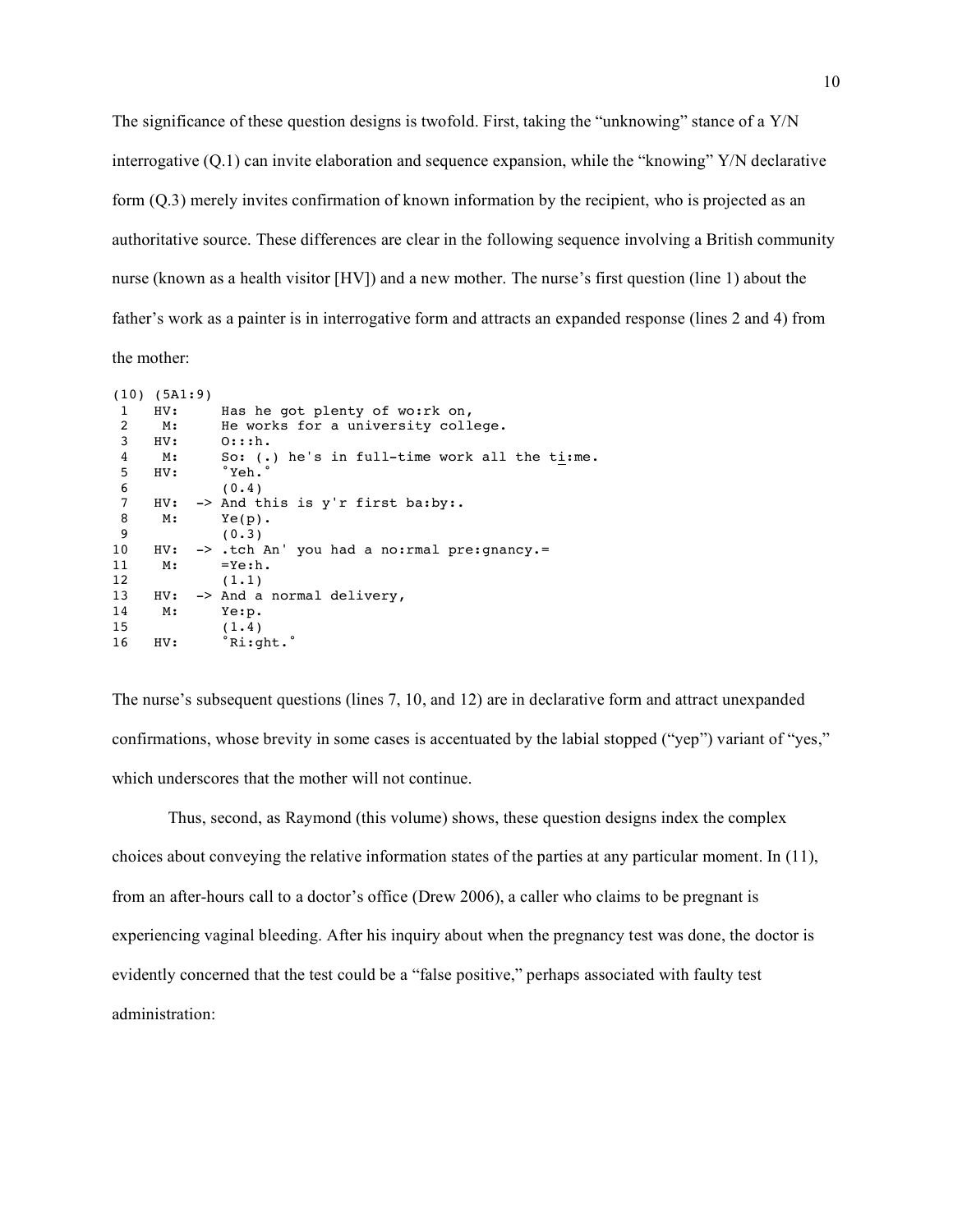The significance of these question designs is twofold. First, taking the "unknowing" stance of a Y/N interrogative (Q.1) can invite elaboration and sequence expansion, while the "knowing" Y/N declarative form (Q.3) merely invites confirmation of known information by the recipient, who is projected as an authoritative source. These differences are clear in the following sequence involving a British community nurse (known as a health visitor [HV]) and a new mother. The nurse's first question (line 1) about the father's work as a painter is in interrogative form and attracts an expanded response (lines 2 and 4) from the mother:

```
(10) (5A1:9)
 1   HV:      Has he got plenty of wo:rk on,
 2    M:      He works for a university college.
 3   HV:      O:::h.
 4    M:      So: (.) he's in full-time work all the ti:me.
 5   HV:      °Yeh.°
 6            (0.4)
 7   HV:  -> And this is y'r first ba:by:.
 8    M:      Ye(p).
 9            (0.3)
10   HV:  -> .tch An' you had a no:rmal pre:gnancy.=
11    M:      =Ye:h.
12            (1.1)
13   HV:  -> And a normal delivery,
14    M:      Ye:p.
15            (1.4)
16   HV:      °Ri:ght.°
```

The nurse's subsequent questions (lines 7, 10, and 12) are in declarative form and attract unexpanded confirmations, whose brevity in some cases is accentuated by the labial stopped ("yep") variant of "yes," which underscores that the mother will not continue.

Thus, second, as Raymond (this volume) shows, these question designs index the complex choices about conveying the relative information states of the parties at any particular moment. In (11), from an after-hours call to a doctor's office (Drew 2006), a caller who claims to be pregnant is experiencing vaginal bleeding. After his inquiry about when the pregnancy test was done, the doctor is evidently concerned that the test could be a "false positive," perhaps associated with faulty test administration: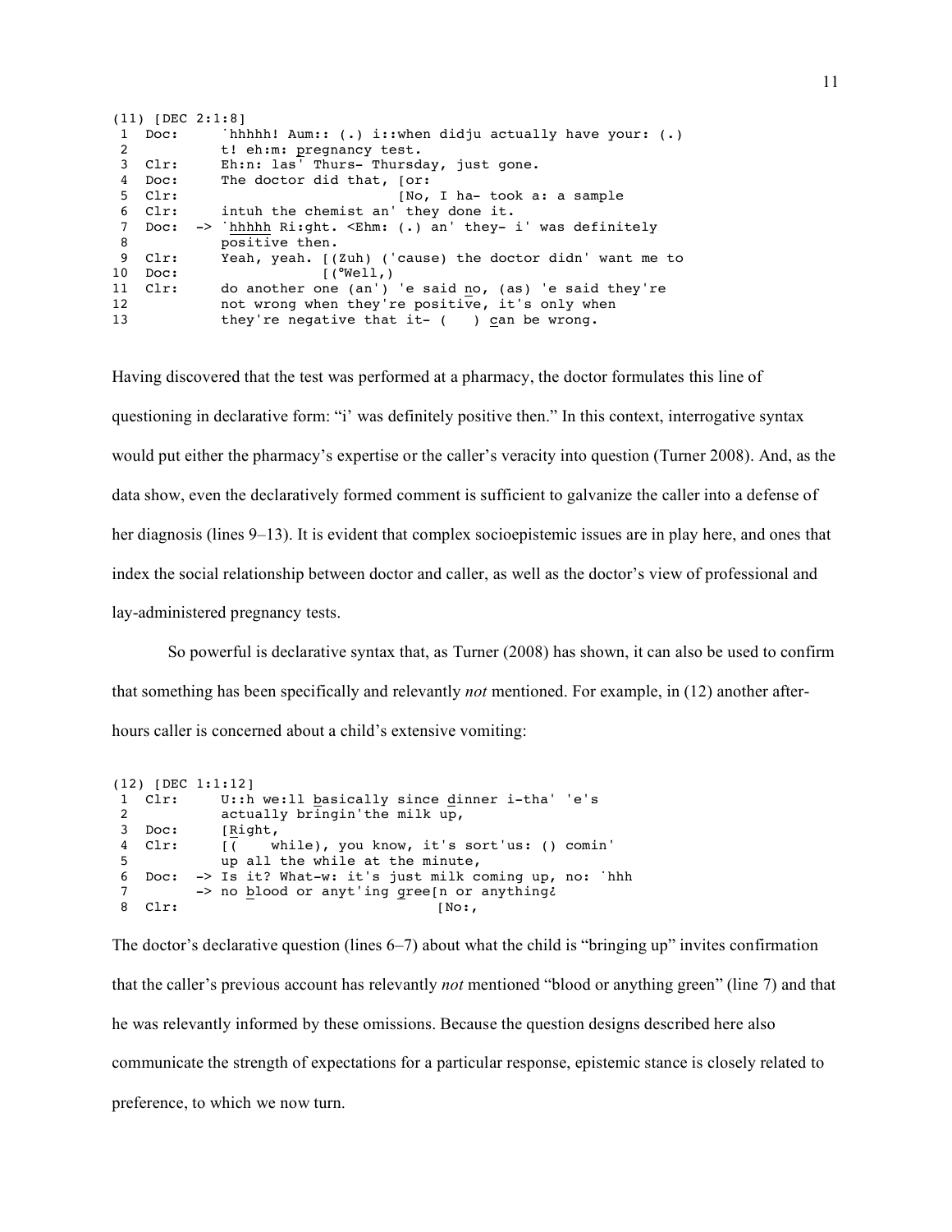```
(11) [DEC 2:1:8]
 1  Doc:     ˙hhhhh! Aum:: (.) i::when didju actually have your: (.)
 2           t! eh:m: pregnancy test.
 3  Clr:     Eh:n: las' Thurs- Thursday, just gone.
 4  Doc:     The doctor did that, [or:
 5  Clr:                          [No, I ha- took a: a sample
 6  Clr:     intuh the chemist an' they done it.
 7  Doc:  -> ˙hhhhh Ri:ght. <Ehm: (.) an' they- i' was definitely
 8           positive then.
 9  Clr:     Yeah, yeah. [(Zuh) ('cause) the doctor didn' want me to
10  Doc:                 [(°Well,)
11  Clr:     do another one (an') 'e said no, (as) 'e said they're
12           not wrong when they're positive, it's only when
13           they're negative that it- (    ) can be wrong.
```

Having discovered that the test was performed at a pharmacy, the doctor formulates this line of questioning in declarative form: "i' was definitely positive then." In this context, interrogative syntax would put either the pharmacy's expertise or the caller's veracity into question (Turner 2008). And, as the data show, even the declaratively formed comment is sufficient to galvanize the caller into a defense of her diagnosis (lines 9–13). It is evident that complex socioepistemic issues are in play here, and ones that index the social relationship between doctor and caller, as well as the doctor's view of professional and lay-administered pregnancy tests.

So powerful is declarative syntax that, as Turner (2008) has shown, it can also be used to confirm that something has been specifically and relevantly *not* mentioned. For example, in (12) another after-hours caller is concerned about a child's extensive vomiting:

```
(12) [DEC 1:1:12]
 1  Clr:     U::h we:ll basically since dinner i-tha' 'e's
 2           actually bringin'the milk up,
 3  Doc:     [Right,
 4  Clr:     [(    while), you know, it's sort'us: () comin'
 5           up all the while at the minute,
 6  Doc:  -> Is it? What-w: it's just milk coming up, no: ˙hhh
 7        -> no blood or anyt'ing gree[n or anything¿
 8  Clr:                              [No:,
```

The doctor's declarative question (lines 6–7) about what the child is "bringing up" invites confirmation that the caller's previous account has relevantly *not* mentioned "blood or anything green" (line 7) and that he was relevantly informed by these omissions. Because the question designs described here also communicate the strength of expectations for a particular response, epistemic stance is closely related to preference, to which we now turn.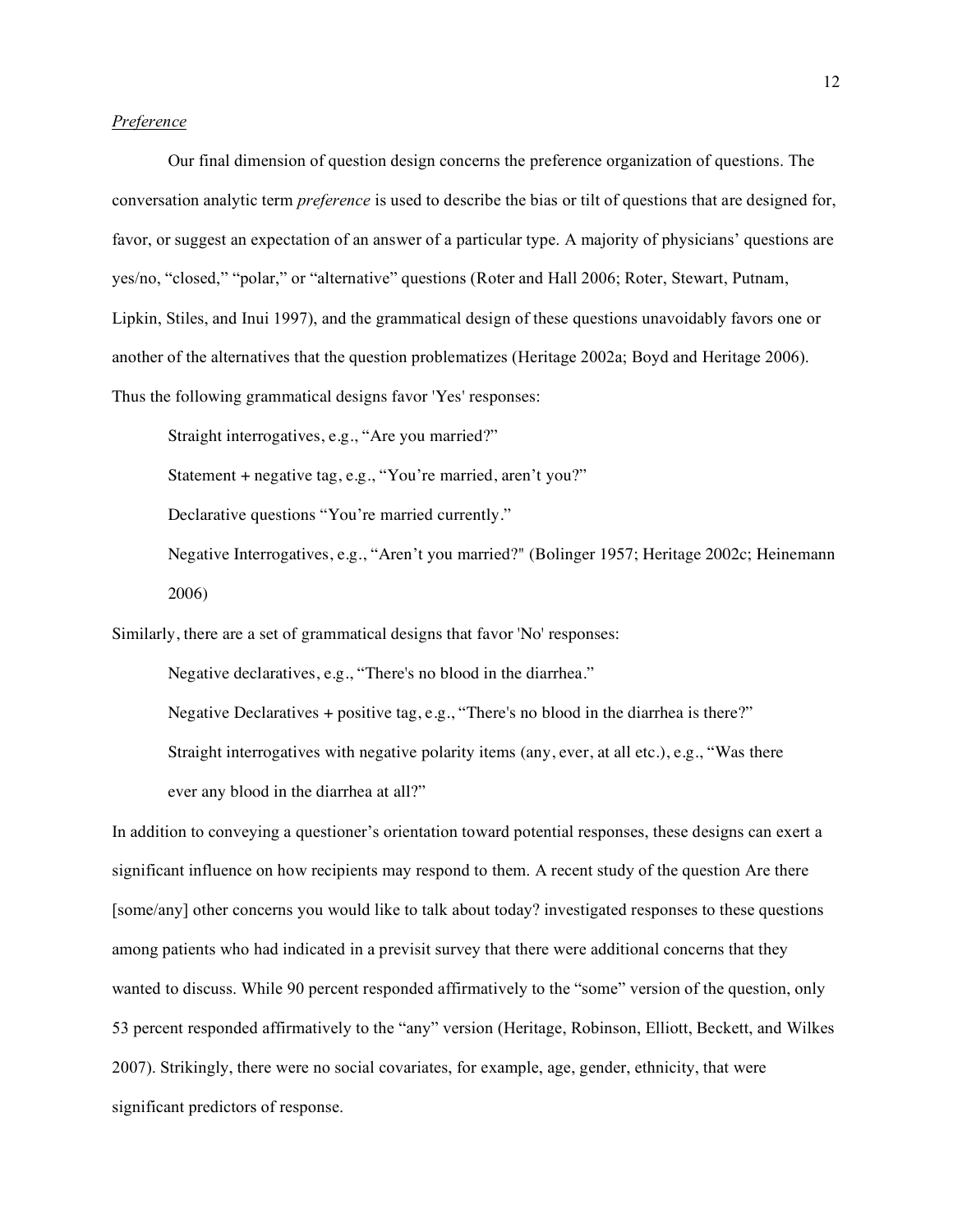*Preference*

Our final dimension of question design concerns the preference organization of questions. The conversation analytic term *preference* is used to describe the bias or tilt of questions that are designed for, favor, or suggest an expectation of an answer of a particular type. A majority of physicians' questions are yes/no, "closed," "polar," or "alternative" questions (Roter and Hall 2006; Roter, Stewart, Putnam, Lipkin, Stiles, and Inui 1997), and the grammatical design of these questions unavoidably favors one or another of the alternatives that the question problematizes (Heritage 2002a; Boyd and Heritage 2006). Thus the following grammatical designs favor 'Yes' responses:

> Straight interrogatives, e.g., "Are you married?"
>
> Statement + negative tag, e.g., "You're married, aren't you?"
>
> Declarative questions "You're married currently."
>
> Negative Interrogatives, e.g., "Aren't you married?" (Bolinger 1957; Heritage 2002c; Heinemann 2006)

Similarly, there are a set of grammatical designs that favor 'No' responses:

> Negative declaratives, e.g., "There's no blood in the diarrhea."
>
> Negative Declaratives + positive tag, e.g., "There's no blood in the diarrhea is there?"
>
> Straight interrogatives with negative polarity items (any, ever, at all etc.), e.g., "Was there ever any blood in the diarrhea at all?"

In addition to conveying a questioner's orientation toward potential responses, these designs can exert a significant influence on how recipients may respond to them. A recent study of the question Are there [some/any] other concerns you would like to talk about today? investigated responses to these questions among patients who had indicated in a previsit survey that there were additional concerns that they wanted to discuss. While 90 percent responded affirmatively to the "some" version of the question, only 53 percent responded affirmatively to the "any" version (Heritage, Robinson, Elliott, Beckett, and Wilkes 2007). Strikingly, there were no social covariates, for example, age, gender, ethnicity, that were significant predictors of response.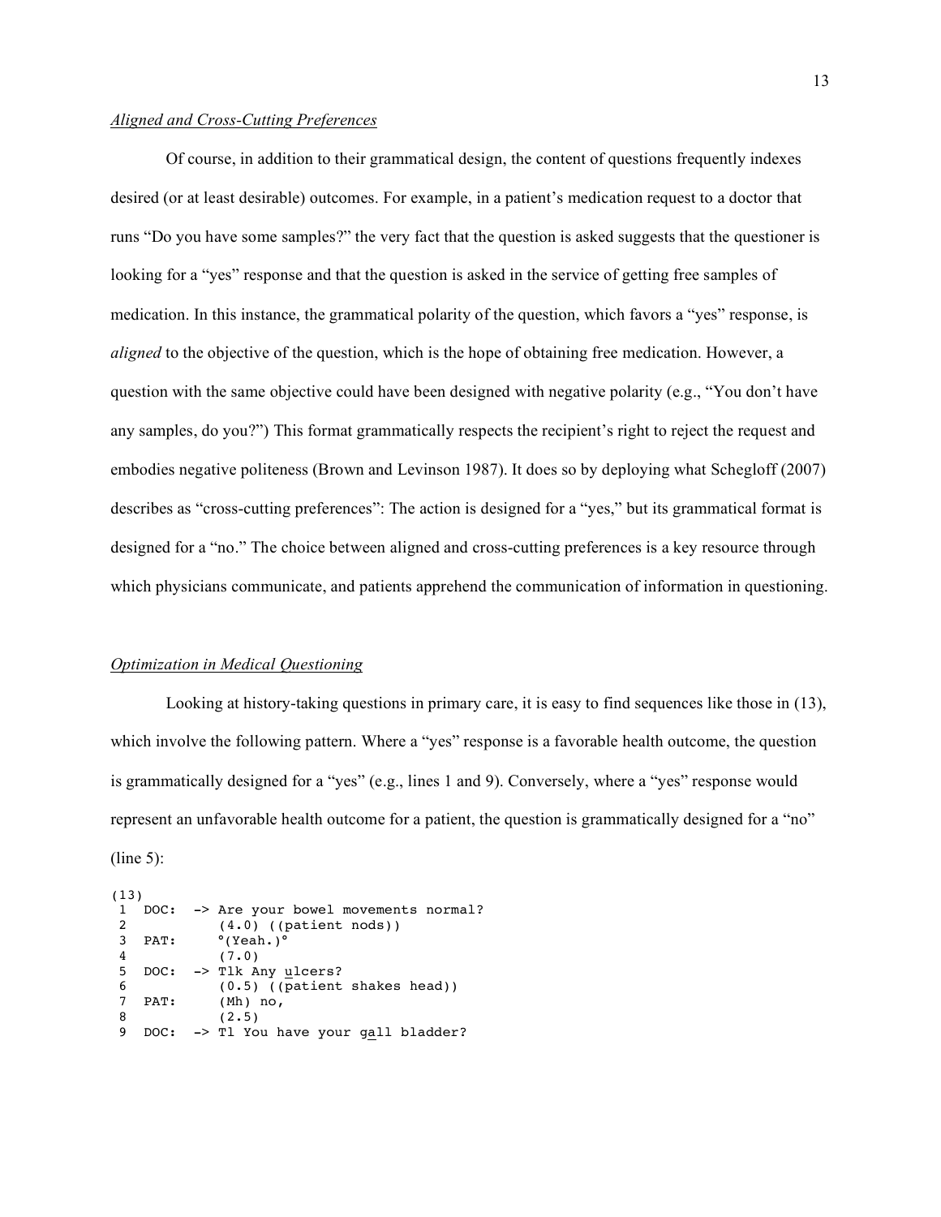*Aligned and Cross-Cutting Preferences*

Of course, in addition to their grammatical design, the content of questions frequently indexes desired (or at least desirable) outcomes. For example, in a patient's medication request to a doctor that runs "Do you have some samples?" the very fact that the question is asked suggests that the questioner is looking for a "yes" response and that the question is asked in the service of getting free samples of medication. In this instance, the grammatical polarity of the question, which favors a "yes" response, is *aligned* to the objective of the question, which is the hope of obtaining free medication. However, a question with the same objective could have been designed with negative polarity (e.g., "You don't have any samples, do you?") This format grammatically respects the recipient's right to reject the request and embodies negative politeness (Brown and Levinson 1987). It does so by deploying what Schegloff (2007) describes as "cross-cutting preferences": The action is designed for a "yes," but its grammatical format is designed for a "no." The choice between aligned and cross-cutting preferences is a key resource through which physicians communicate, and patients apprehend the communication of information in questioning.

*Optimization in Medical Questioning*

Looking at history-taking questions in primary care, it is easy to find sequences like those in (13), which involve the following pattern. Where a "yes" response is a favorable health outcome, the question is grammatically designed for a "yes" (e.g., lines 1 and 9). Conversely, where a "yes" response would represent an unfavorable health outcome for a patient, the question is grammatically designed for a "no" (line 5):

```
(13)
 1  DOC:  -> Are your bowel movements normal?
 2           (4.0) ((patient nods))
 3  PAT:     °(Yeah.)°
 4           (7.0)
 5  DOC:  -> Tlk Any ulcers?
 6           (0.5) ((patient shakes head))
 7  PAT:     (Mh) no,
 8           (2.5)
 9  DOC:  -> Tl You have your gall bladder?
```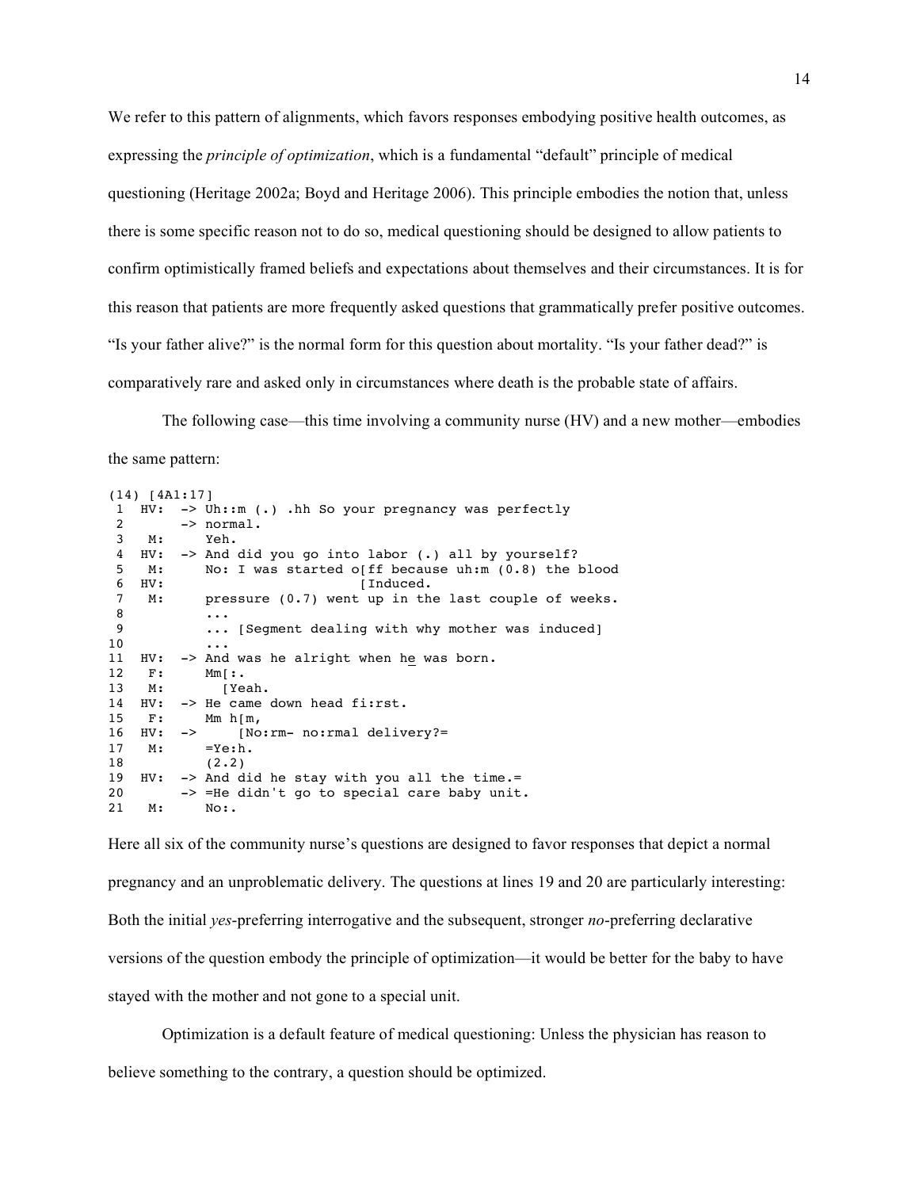We refer to this pattern of alignments, which favors responses embodying positive health outcomes, as expressing the *principle of optimization*, which is a fundamental "default" principle of medical questioning (Heritage 2002a; Boyd and Heritage 2006). This principle embodies the notion that, unless there is some specific reason not to do so, medical questioning should be designed to allow patients to confirm optimistically framed beliefs and expectations about themselves and their circumstances. It is for this reason that patients are more frequently asked questions that grammatically prefer positive outcomes. "Is your father alive?" is the normal form for this question about mortality. "Is your father dead?" is comparatively rare and asked only in circumstances where death is the probable state of affairs.

The following case—this time involving a community nurse (HV) and a new mother—embodies the same pattern:

```
(14) [4A1:17]
 1  HV:  -> Uh::m (.) .hh So your pregnancy was perfectly
 2       -> normal.
 3   M:     Yeh.
 4  HV:  -> And did you go into labor (.) all by yourself?
 5   M:     No: I was started o[ff because uh:m (0.8) the blood
 6  HV:                        [Induced.
 7   M:     pressure (0.7) went up in the last couple of weeks.
 8          ...
 9          ... [Segment dealing with why mother was induced]
10          ...
11  HV:  -> And was he alright when he was born.
12   F:     Mm[:.
13   M:       [Yeah.
14  HV:  -> He came down head fi:rst.
15   F:     Mm h[m,
16  HV:  ->     [No:rm- no:rmal delivery?=
17   M:     =Ye:h.
18          (2.2)
19  HV:  -> And did he stay with you all the time.=
20       -> =He didn't go to special care baby unit.
21   M:     No:.
```

Here all six of the community nurse's questions are designed to favor responses that depict a normal pregnancy and an unproblematic delivery. The questions at lines 19 and 20 are particularly interesting: Both the initial *yes*-preferring interrogative and the subsequent, stronger *no*-preferring declarative versions of the question embody the principle of optimization—it would be better for the baby to have stayed with the mother and not gone to a special unit.

Optimization is a default feature of medical questioning: Unless the physician has reason to believe something to the contrary, a question should be optimized.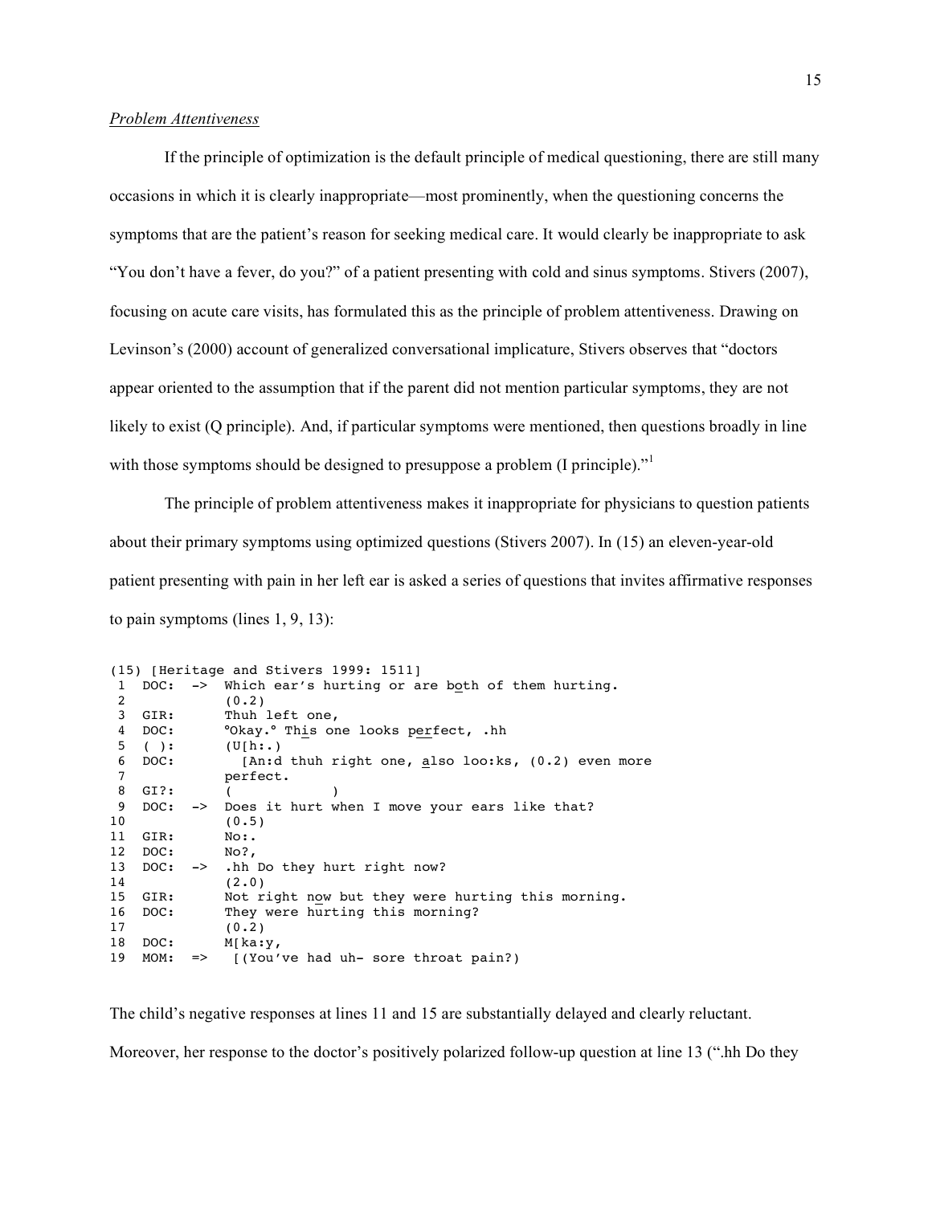*Problem Attentiveness*

If the principle of optimization is the default principle of medical questioning, there are still many occasions in which it is clearly inappropriate—most prominently, when the questioning concerns the symptoms that are the patient's reason for seeking medical care. It would clearly be inappropriate to ask "You don't have a fever, do you?" of a patient presenting with cold and sinus symptoms. Stivers (2007), focusing on acute care visits, has formulated this as the principle of problem attentiveness. Drawing on Levinson's (2000) account of generalized conversational implicature, Stivers observes that "doctors appear oriented to the assumption that if the parent did not mention particular symptoms, they are not likely to exist (Q principle). And, if particular symptoms were mentioned, then questions broadly in line with those symptoms should be designed to presuppose a problem (I principle)."[1]

The principle of problem attentiveness makes it inappropriate for physicians to question patients about their primary symptoms using optimized questions (Stivers 2007). In (15) an eleven-year-old patient presenting with pain in her left ear is asked a series of questions that invites affirmative responses to pain symptoms (lines 1, 9, 13):

```
(15) [Heritage and Stivers 1999: 1511]
 1  DOC:  ->  Which ear's hurting or are both of them hurting.
 2            (0.2)
 3  GIR:      Thuh left one,
 4  DOC:      °Okay.° This one looks perfect, .hh
 5  ( ):      (U[h:.)
 6  DOC:        [An:d thuh right one, also loo:ks, (0.2) even more
 7            perfect.
 8  GI?:      (            )
 9  DOC:  ->  Does it hurt when I move your ears like that?
10            (0.5)
11  GIR:      No:.
12  DOC:      No?,
13  DOC:  ->  .hh Do they hurt right now?
14            (2.0)
15  GIR:      Not right now but they were hurting this morning.
16  DOC:      They were hurting this morning?
17            (0.2)
18  DOC:      M[ka:y,
19  MOM:  =>   [(You've had uh- sore throat pain?)
```

The child's negative responses at lines 11 and 15 are substantially delayed and clearly reluctant. Moreover, her response to the doctor's positively polarized follow-up question at line 13 (".hh Do they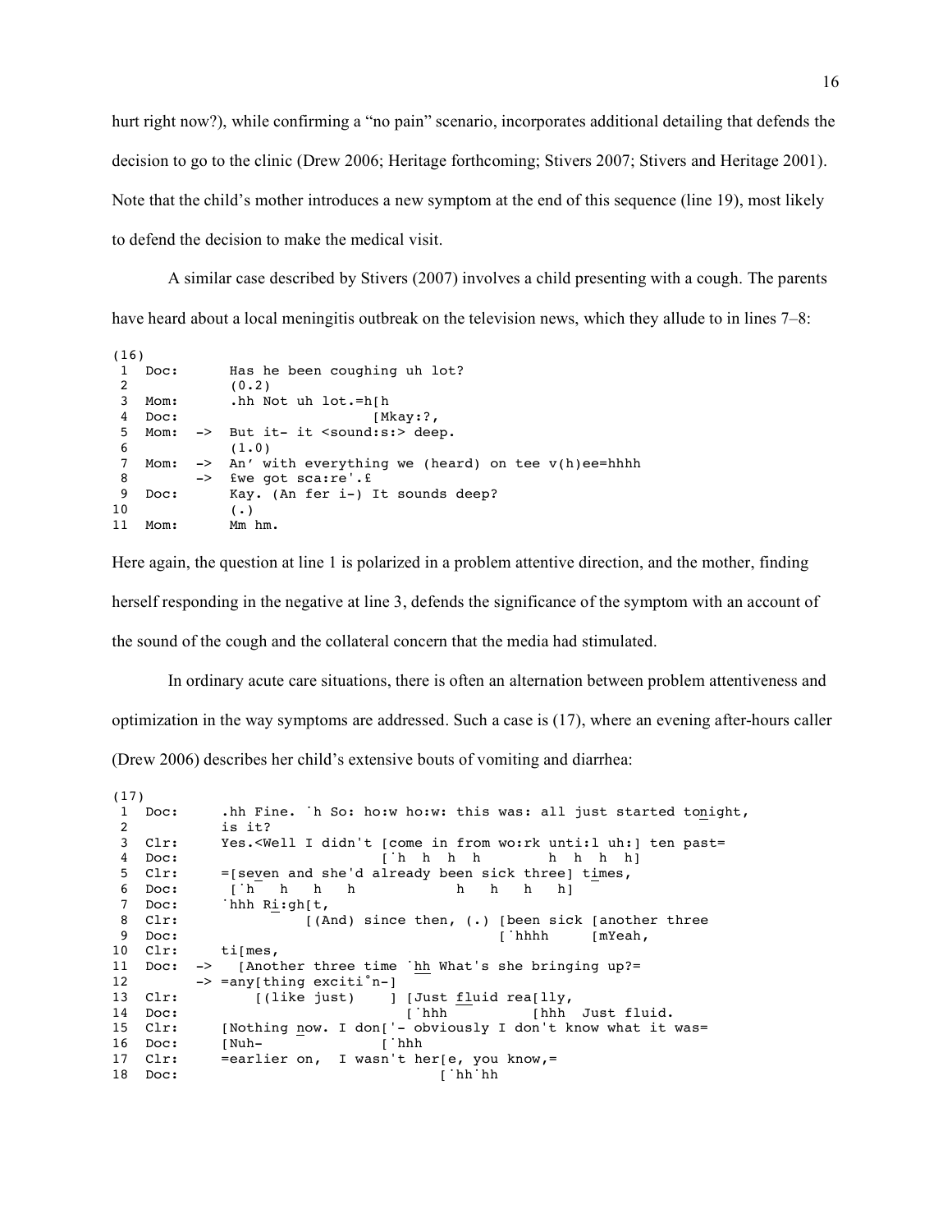hurt right now?), while confirming a "no pain" scenario, incorporates additional detailing that defends the decision to go to the clinic (Drew 2006; Heritage forthcoming; Stivers 2007; Stivers and Heritage 2001). Note that the child's mother introduces a new symptom at the end of this sequence (line 19), most likely to defend the decision to make the medical visit.

A similar case described by Stivers (2007) involves a child presenting with a cough. The parents have heard about a local meningitis outbreak on the television news, which they allude to in lines 7–8:

```
(16)
 1  Doc:       Has he been coughing uh lot?
 2             (0.2)
 3  Mom:       .hh Not uh lot.=h[h
 4  Doc:                       [Mkay:?,
 5  Mom:  ->   But it- it <sound:s:> deep.
 6             (1.0)
 7  Mom:  ->   An' with everything we (heard) on tee v(h)ee=hhhh
 8        ->   £we got sca:re'.£
 9  Doc:       Kay. (An fer i-) It sounds deep?
10             (.)
11  Mom:       Mm hm.
```

Here again, the question at line 1 is polarized in a problem attentive direction, and the mother, finding herself responding in the negative at line 3, defends the significance of the symptom with an account of the sound of the cough and the collateral concern that the media had stimulated.

In ordinary acute care situations, there is often an alternation between problem attentiveness and optimization in the way symptoms are addressed. Such a case is (17), where an evening after-hours caller (Drew 2006) describes her child's extensive bouts of vomiting and diarrhea:

```
(17)
 1  Doc:      .hh Fine. ˙h So: ho:w ho:w: this was: all just started tonight,
 2            is it?
 3  Clr:      Yes.<Well I didn't [come in from wo:rk unti:l uh:] ten past=
 4  Doc:                         [˙h  h  h  h        h  h  h  h]
 5  Clr:      =[seven and she'd already been sick three] times,
 6  Doc:       [˙h   h   h   h            h   h   h   h]
 7  Doc:      ˙hhh Ri:gh[t,
 8  Clr:                [(And) since then, (.) [been sick [another three
 9  Doc:                                       [˙hhhh     [mYeah,
10  Clr:      ti[mes,
11  Doc:  ->    [Another three time ˙hh What's she bringing up?=
12        ->  =any[thing exciti°n-]
13  Clr:          [(like just)    ] [Just fluid rea[lly,
14  Doc:                            [˙hhh          [hhh  Just fluid.
15  Clr:      [Nothing now. I don['- obviously I don't know what it was=
16  Doc:      [Nuh-              [˙hhh
17  Clr:      =earlier on,  I wasn't her[e, you know,=
18  Doc:                                [˙hh˙hh
```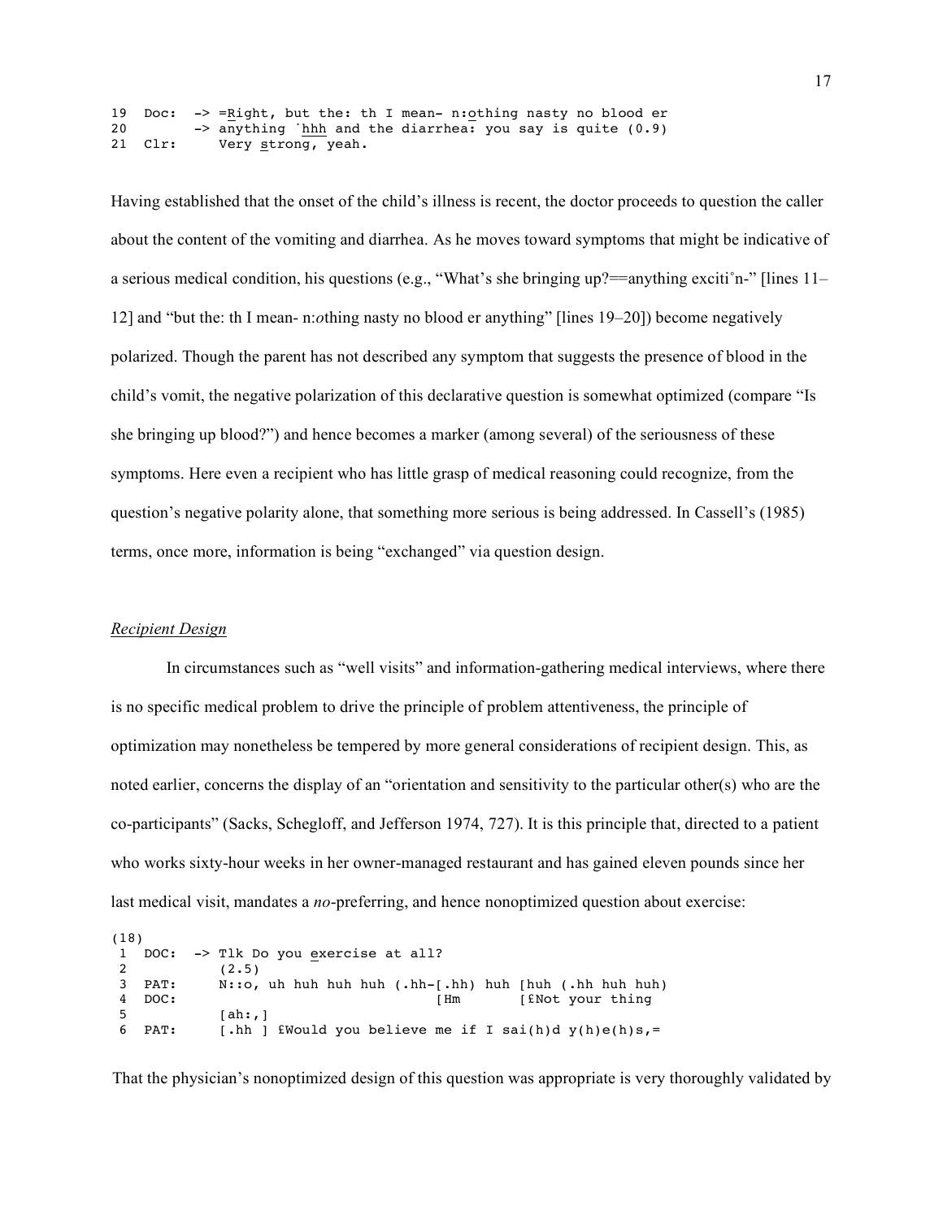```
19  Doc:  -> =Right, but the: th I mean- n:othing nasty no blood er
20        -> anything ˙hhh and the diarrhea: you say is quite (0.9)
21  Clr:     Very strong, yeah.
```

Having established that the onset of the child's illness is recent, the doctor proceeds to question the caller about the content of the vomiting and diarrhea. As he moves toward symptoms that might be indicative of a serious medical condition, his questions (e.g., "What's she bringing up?==anything exciti˚n-" [lines 11–12] and "but the: th I mean- n:*o*thing nasty no blood er anything" [lines 19–20]) become negatively polarized. Though the parent has not described any symptom that suggests the presence of blood in the child's vomit, the negative polarization of this declarative question is somewhat optimized (compare "Is she bringing up blood?") and hence becomes a marker (among several) of the seriousness of these symptoms. Here even a recipient who has little grasp of medical reasoning could recognize, from the question's negative polarity alone, that something more serious is being addressed. In Cassell's (1985) terms, once more, information is being "exchanged" via question design.

### *Recipient Design*

In circumstances such as "well visits" and information-gathering medical interviews, where there is no specific medical problem to drive the principle of problem attentiveness, the principle of optimization may nonetheless be tempered by more general considerations of recipient design. This, as noted earlier, concerns the display of an "orientation and sensitivity to the particular other(s) who are the co-participants" (Sacks, Schegloff, and Jefferson 1974, 727). It is this principle that, directed to a patient who works sixty-hour weeks in her owner-managed restaurant and has gained eleven pounds since her last medical visit, mandates a *no*-preferring, and hence nonoptimized question about exercise:

```
(18)
 1  DOC:  -> Tlk Do you exercise at all?
 2           (2.5)
 3  PAT:     N::o, uh huh huh huh (.hh-[.hh) huh [huh (.hh huh huh)
 4  DOC:                               [Hm       [£Not your thing
 5           [ah:,]
 6  PAT:     [.hh ] £Would you believe me if I sai(h)d y(h)e(h)s,=
```

That the physician's nonoptimized design of this question was appropriate is very thoroughly validated by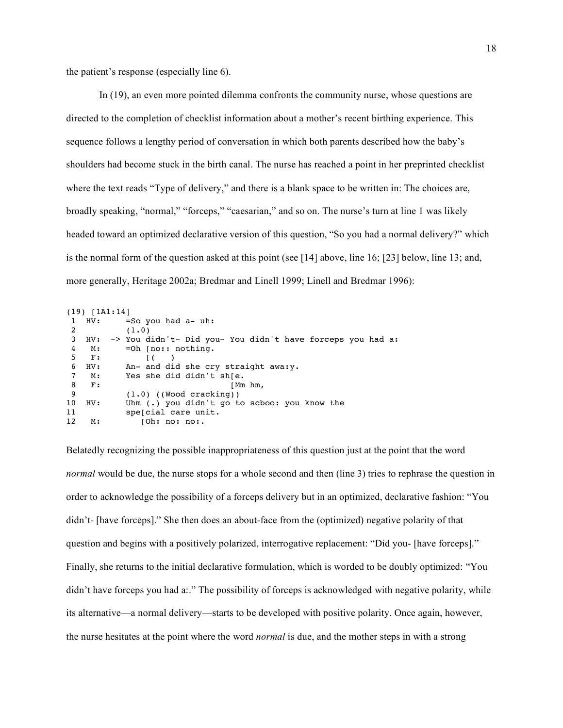the patient's response (especially line 6).

In (19), an even more pointed dilemma confronts the community nurse, whose questions are directed to the completion of checklist information about a mother's recent birthing experience. This sequence follows a lengthy period of conversation in which both parents described how the baby's shoulders had become stuck in the birth canal. The nurse has reached a point in her preprinted checklist where the text reads "Type of delivery," and there is a blank space to be written in: The choices are, broadly speaking, "normal," "forceps," "caesarian," and so on. The nurse's turn at line 1 was likely headed toward an optimized declarative version of this question, "So you had a normal delivery?" which is the normal form of the question asked at this point (see [14] above, line 16; [23] below, line 13; and, more generally, Heritage 2002a; Bredmar and Linell 1999; Linell and Bredmar 1996):

```
(19) [1A1:14]
 1  HV:      =So you had a- uh:
 2           (1.0)
 3  HV:  -> You didn't- Did you- You didn't have forceps you had a:
 4   M:      =Oh [no:: nothing.
 5   F:          [(   )
 6  HV:      An- and did she cry straight awa:y.
 7   M:      Yes she did didn't sh[e.
 8   F:                           [Mm hm,
 9           (1.0) ((Wood cracking))
10  HV:      Uhm (.) you didn't go to scboo: you know the
11           spe[cial care unit.
12   M:         [Oh: no: no:.
```

Belatedly recognizing the possible inappropriateness of this question just at the point that the word *normal* would be due, the nurse stops for a whole second and then (line 3) tries to rephrase the question in order to acknowledge the possibility of a forceps delivery but in an optimized, declarative fashion: "You didn't- [have forceps]." She then does an about-face from the (optimized) negative polarity of that question and begins with a positively polarized, interrogative replacement: "Did you- [have forceps]." Finally, she returns to the initial declarative formulation, which is worded to be doubly optimized: "You didn't have forceps you had a:." The possibility of forceps is acknowledged with negative polarity, while its alternative—a normal delivery—starts to be developed with positive polarity. Once again, however, the nurse hesitates at the point where the word *normal* is due, and the mother steps in with a strong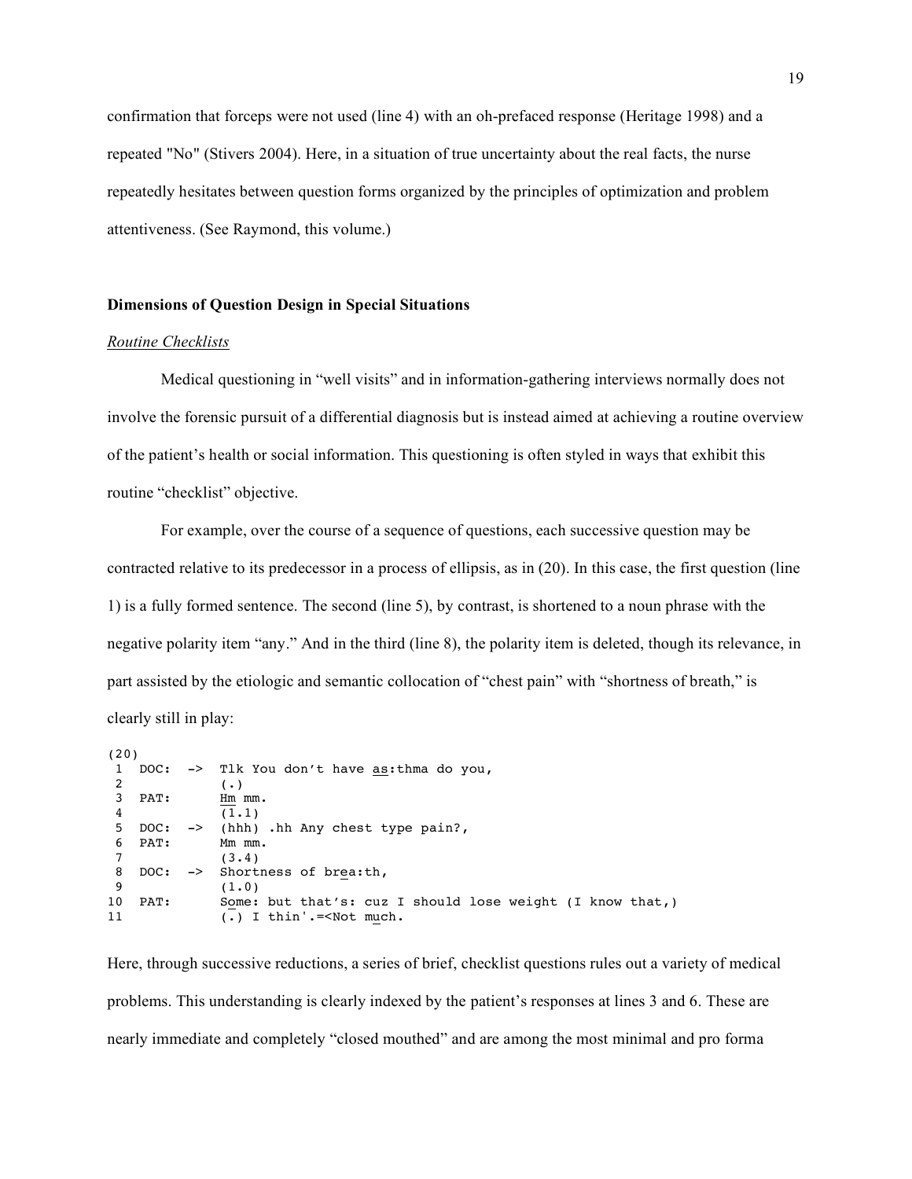confirmation that forceps were not used (line 4) with an oh-prefaced response (Heritage 1998) and a repeated "No" (Stivers 2004). Here, in a situation of true uncertainty about the real facts, the nurse repeatedly hesitates between question forms organized by the principles of optimization and problem attentiveness. (See Raymond, this volume.)

**Dimensions of Question Design in Special Situations**

*Routine Checklists*

Medical questioning in "well visits" and in information-gathering interviews normally does not involve the forensic pursuit of a differential diagnosis but is instead aimed at achieving a routine overview of the patient's health or social information. This questioning is often styled in ways that exhibit this routine "checklist" objective.

For example, over the course of a sequence of questions, each successive question may be contracted relative to its predecessor in a process of ellipsis, as in (20). In this case, the first question (line 1) is a fully formed sentence. The second (line 5), by contrast, is shortened to a noun phrase with the negative polarity item "any." And in the third (line 8), the polarity item is deleted, though its relevance, in part assisted by the etiologic and semantic collocation of "chest pain" with "shortness of breath," is clearly still in play:

```
(20)
 1  DOC:  ->  Tlk You don't have as:thma do you,
 2            (.)
 3  PAT:      Hm mm.
 4            (1.1)
 5  DOC:  ->  (hhh) .hh Any chest type pain?,
 6  PAT:      Mm mm.
 7            (3.4)
 8  DOC:  ->  Shortness of brea:th,
 9            (1.0)
10  PAT:      Some: but that's: cuz I should lose weight (I know that,)
11            (.) I thin'.=<Not much.
```

Here, through successive reductions, a series of brief, checklist questions rules out a variety of medical problems. This understanding is clearly indexed by the patient's responses at lines 3 and 6. These are nearly immediate and completely "closed mouthed" and are among the most minimal and pro forma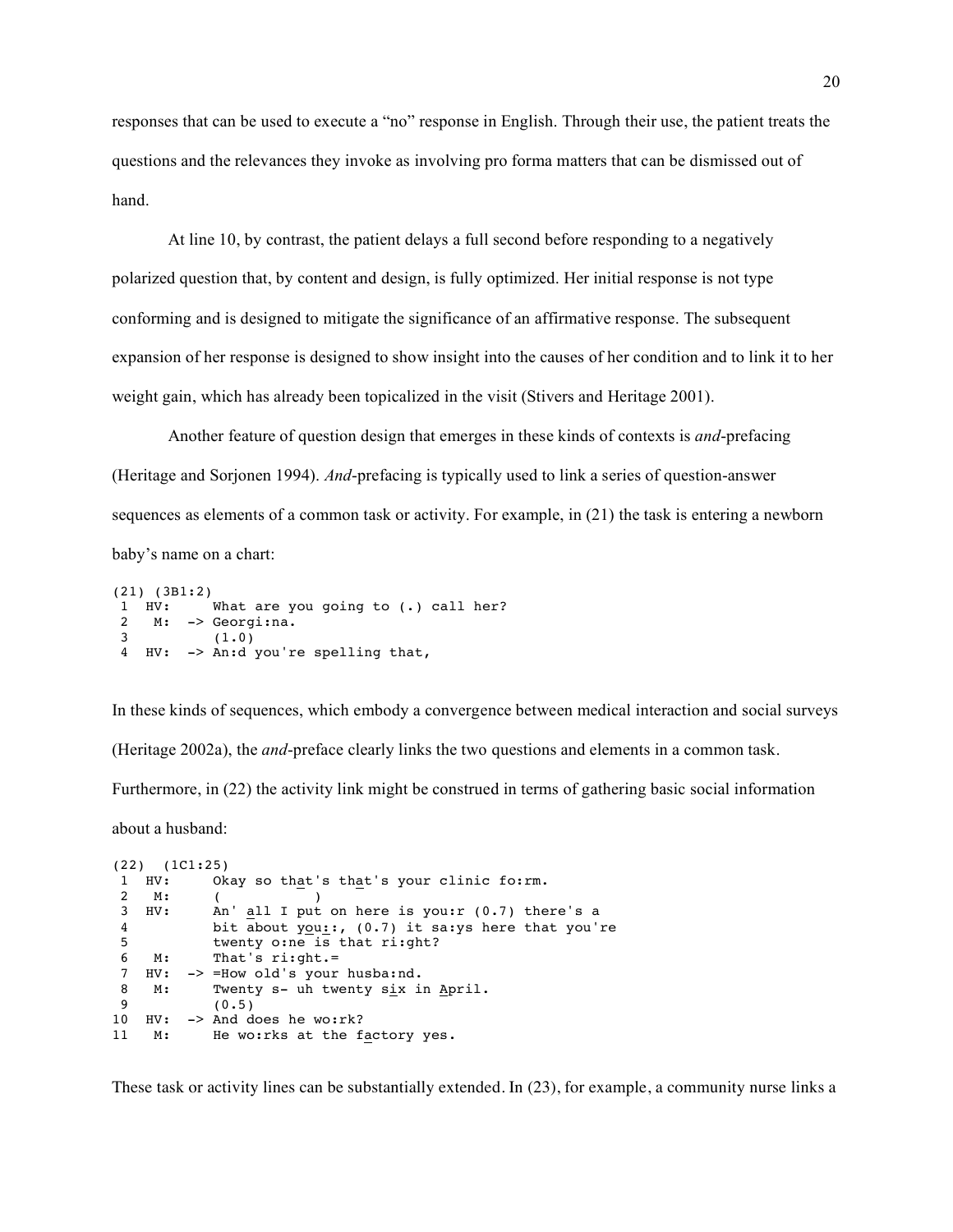responses that can be used to execute a “no” response in English. Through their use, the patient treats the questions and the relevances they invoke as involving pro forma matters that can be dismissed out of hand.

At line 10, by contrast, the patient delays a full second before responding to a negatively polarized question that, by content and design, is fully optimized. Her initial response is not type conforming and is designed to mitigate the significance of an affirmative response. The subsequent expansion of her response is designed to show insight into the causes of her condition and to link it to her weight gain, which has already been topicalized in the visit (Stivers and Heritage 2001).

Another feature of question design that emerges in these kinds of contexts is *and*-prefacing (Heritage and Sorjonen 1994). *And*-prefacing is typically used to link a series of question-answer sequences as elements of a common task or activity. For example, in (21) the task is entering a newborn baby’s name on a chart:

```
(21) (3B1:2)
 1  HV:      What are you going to (.) call her?
 2   M:  -> Georgi:na.
 3          (1.0)
 4  HV:  -> An:d you're spelling that,
```

In these kinds of sequences, which embody a convergence between medical interaction and social surveys (Heritage 2002a), the *and*-preface clearly links the two questions and elements in a common task. Furthermore, in (22) the activity link might be construed in terms of gathering basic social information about a husband:

```
(22)  (1C1:25)
 1  HV:      Okay so that's that's your clinic fo:rm.
 2   M:      (          )
 3  HV:      An' all I put on here is you:r (0.7) there's a
 4           bit about you::, (0.7) it sa:ys here that you're
 5           twenty o:ne is that ri:ght?
 6   M:      That's ri:ght.=
 7  HV:  -> =How old's your husba:nd.
 8   M:      Twenty s- uh twenty six in April.
 9           (0.5)
10  HV:  -> And does he wo:rk?
11   M:      He wo:rks at the factory yes.
```

These task or activity lines can be substantially extended. In (23), for example, a community nurse links a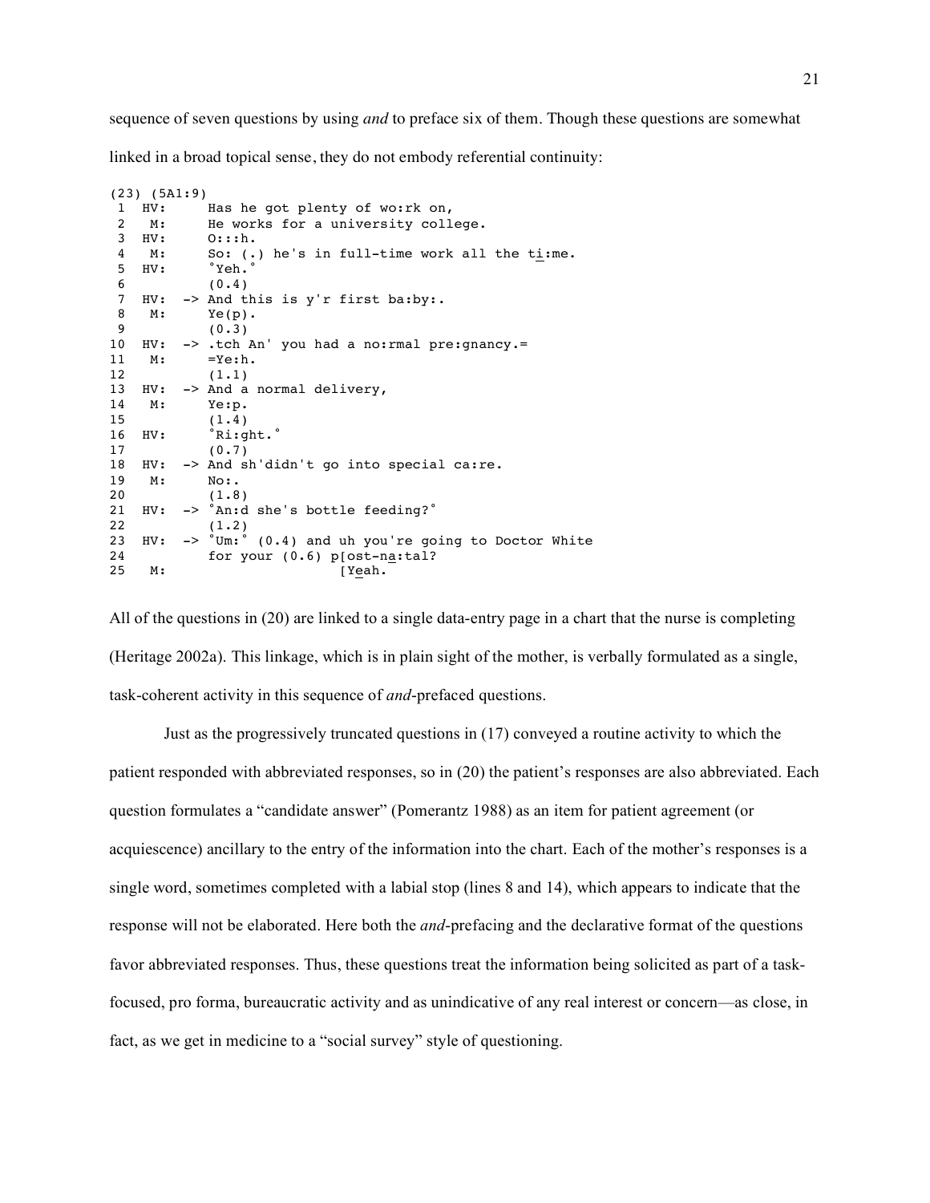sequence of seven questions by using *and* to preface six of them. Though these questions are somewhat linked in a broad topical sense, they do not embody referential continuity:

```
(23) (5A1:9)
 1  HV:       Has he got plenty of wo:rk on,
 2   M:       He works for a university college.
 3  HV:       O:::h.
 4   M:       So: (.) he's in full-time work all the ti:me.
 5  HV:       °Yeh.°
 6            (0.4)
 7  HV:  -> And this is y'r first ba:by:.
 8   M:       Ye(p).
 9            (0.3)
10  HV:  -> .tch An' you had a no:rmal pre:gnancy.=
11   M:       =Ye:h.
12            (1.1)
13  HV:  -> And a normal delivery,
14   M:       Ye:p.
15            (1.4)
16  HV:       °Ri:ght.°
17            (0.7)
18  HV:  -> And sh'didn't go into special ca:re.
19   M:       No:.
20            (1.8)
21  HV:  -> °An:d she's bottle feeding?°
22            (1.2)
23  HV:  -> °Um:° (0.4) and uh you're going to Doctor White
24            for your (0.6) p[ost-na:tal?
25   M:                       [Yeah.
```

All of the questions in (20) are linked to a single data-entry page in a chart that the nurse is completing (Heritage 2002a). This linkage, which is in plain sight of the mother, is verbally formulated as a single, task-coherent activity in this sequence of *and*-prefaced questions.

Just as the progressively truncated questions in (17) conveyed a routine activity to which the patient responded with abbreviated responses, so in (20) the patient's responses are also abbreviated. Each question formulates a "candidate answer" (Pomerantz 1988) as an item for patient agreement (or acquiescence) ancillary to the entry of the information into the chart. Each of the mother's responses is a single word, sometimes completed with a labial stop (lines 8 and 14), which appears to indicate that the response will not be elaborated. Here both the *and*-prefacing and the declarative format of the questions favor abbreviated responses. Thus, these questions treat the information being solicited as part of a task-focused, pro forma, bureaucratic activity and as unindicative of any real interest or concern—as close, in fact, as we get in medicine to a "social survey" style of questioning.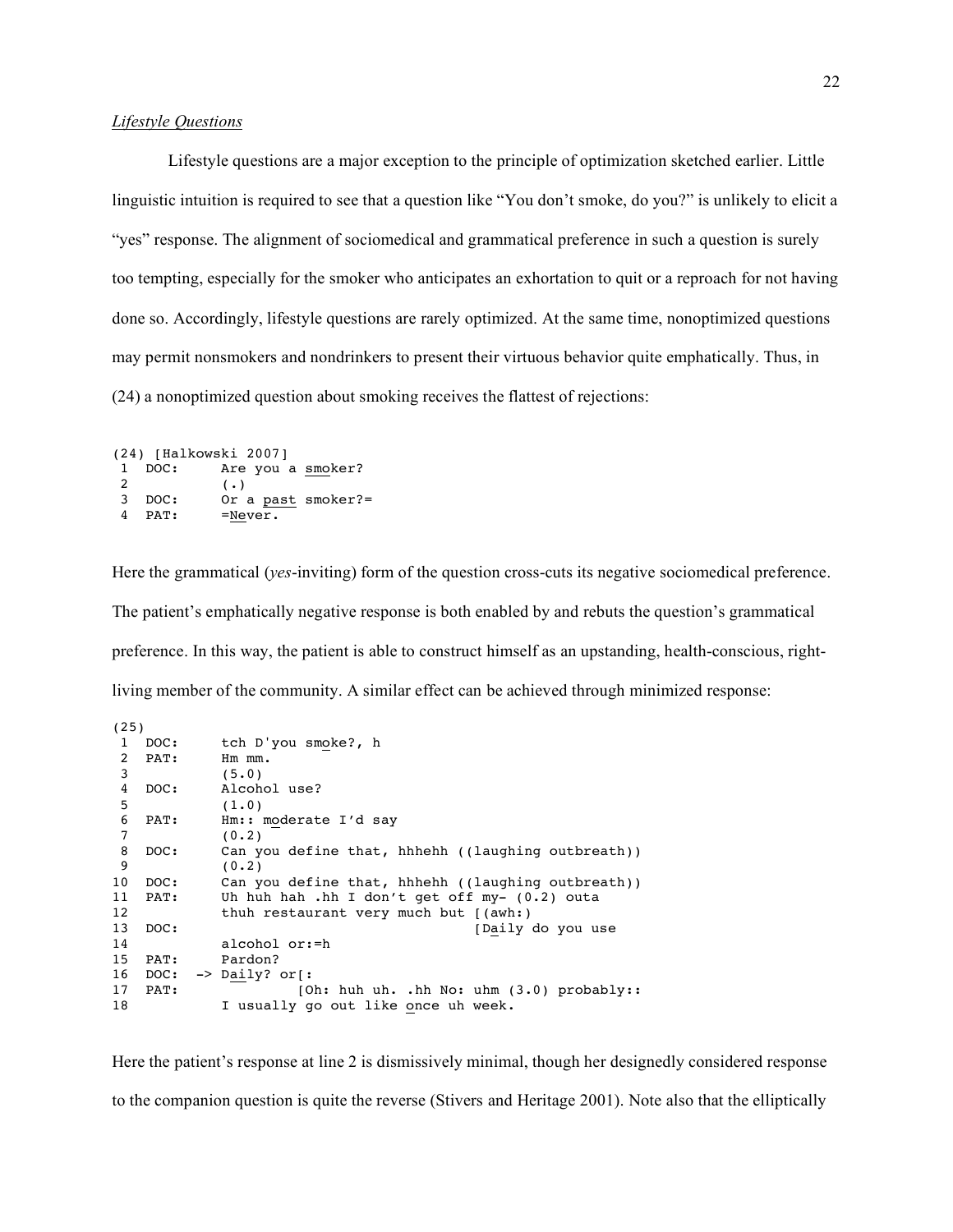*Lifestyle Questions*

Lifestyle questions are a major exception to the principle of optimization sketched earlier. Little linguistic intuition is required to see that a question like "You don't smoke, do you?" is unlikely to elicit a "yes" response. The alignment of sociomedical and grammatical preference in such a question is surely too tempting, especially for the smoker who anticipates an exhortation to quit or a reproach for not having done so. Accordingly, lifestyle questions are rarely optimized. At the same time, nonoptimized questions may permit nonsmokers and nondrinkers to present their virtuous behavior quite emphatically. Thus, in (24) a nonoptimized question about smoking receives the flattest of rejections:

```
(24) [Halkowski 2007]
 1  DOC:     Are you a smoker?
 2           (.)
 3  DOC:     Or a past smoker?=
 4  PAT:     =Never.
```

Here the grammatical (*yes*-inviting) form of the question cross-cuts its negative sociomedical preference. The patient's emphatically negative response is both enabled by and rebuts the question's grammatical preference. In this way, the patient is able to construct himself as an upstanding, health-conscious, right-living member of the community. A similar effect can be achieved through minimized response:

```
(25)
 1  DOC:        tch D'you smoke?, h
 2  PAT:        Hm mm.
 3              (5.0)
 4  DOC:        Alcohol use?
 5              (1.0)
 6  PAT:        Hm:: moderate I'd say
 7              (0.2)
 8  DOC:        Can you define that, hhhehh ((laughing outbreath))
 9              (0.2)
10  DOC:        Can you define that, hhhehh ((laughing outbreath))
11  PAT:        Uh huh hah .hh I don't get off my- (0.2) outa
12              thuh restaurant very much but [(awh:)
13  DOC:                                      [Daily do you use
14              alcohol or:=h
15  PAT:        Pardon?
16  DOC:   -> Daily? or[:
17  PAT:                 [Oh: huh uh. .hh No: uhm (3.0) probably::
18              I usually go out like once uh week.
```

Here the patient's response at line 2 is dismissively minimal, though her designedly considered response to the companion question is quite the reverse (Stivers and Heritage 2001). Note also that the elliptically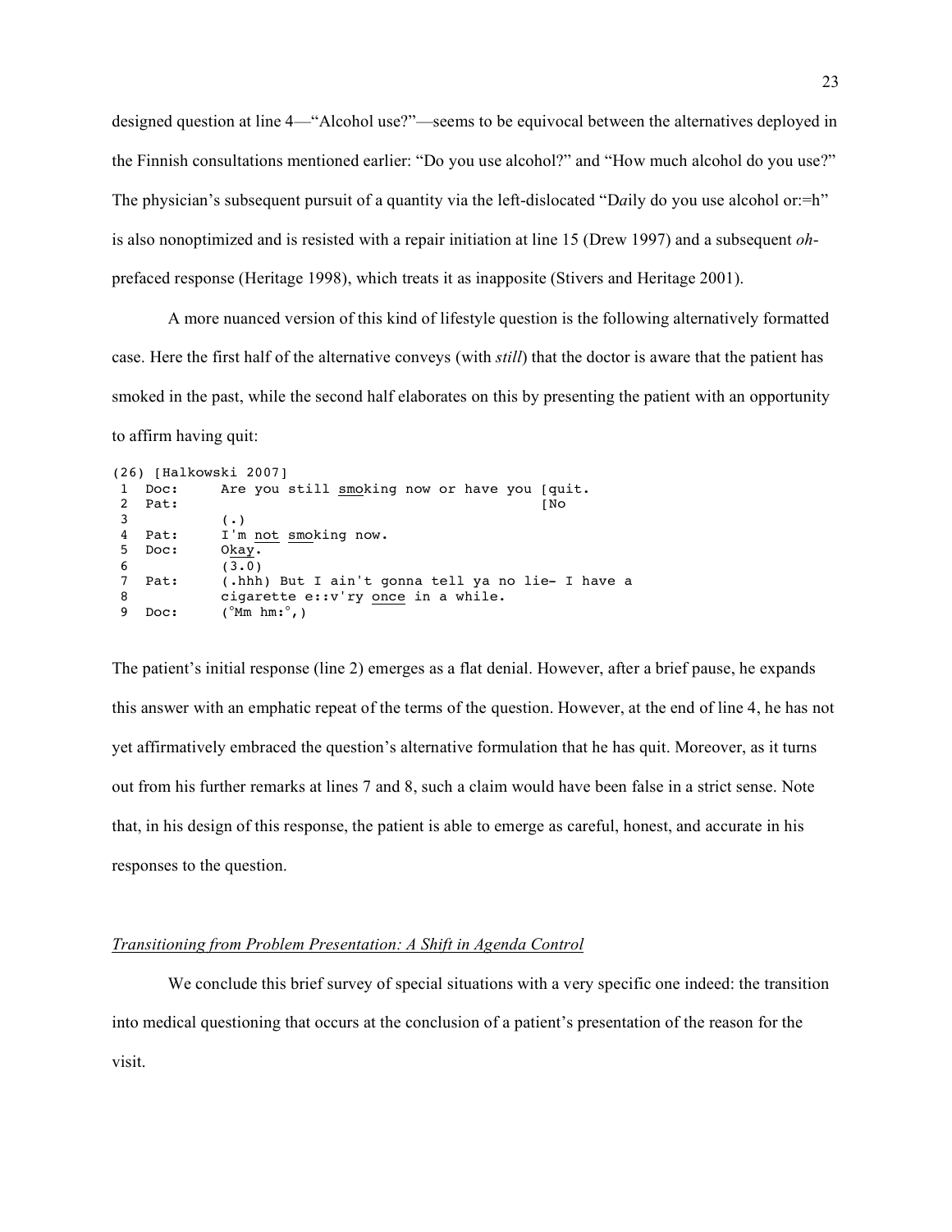designed question at line 4—"Alcohol use?"—seems to be equivocal between the alternatives deployed in the Finnish consultations mentioned earlier: "Do you use alcohol?" and "How much alcohol do you use?" The physician's subsequent pursuit of a quantity via the left-dislocated "D*a*ily do you use alcohol or:=h" is also nonoptimized and is resisted with a repair initiation at line 15 (Drew 1997) and a subsequent *oh*-prefaced response (Heritage 1998), which treats it as inapposite (Stivers and Heritage 2001).

A more nuanced version of this kind of lifestyle question is the following alternatively formatted case. Here the first half of the alternative conveys (with *still*) that the doctor is aware that the patient has smoked in the past, while the second half elaborates on this by presenting the patient with an opportunity to affirm having quit:

```
(26) [Halkowski 2007]
 1  Doc:     Are you still smoking now or have you [quit.
 2  Pat:                                           [No
 3           (.)
 4  Pat:     I'm not smoking now.
 5  Doc:     Okay.
 6           (3.0)
 7  Pat:     (.hhh) But I ain't gonna tell ya no lie- I have a
 8           cigarette e::v'ry once in a while.
 9  Doc:     (°Mm hm:°,)
```

The patient's initial response (line 2) emerges as a flat denial. However, after a brief pause, he expands this answer with an emphatic repeat of the terms of the question. However, at the end of line 4, he has not yet affirmatively embraced the question's alternative formulation that he has quit. Moreover, as it turns out from his further remarks at lines 7 and 8, such a claim would have been false in a strict sense. Note that, in his design of this response, the patient is able to emerge as careful, honest, and accurate in his responses to the question.

### *Transitioning from Problem Presentation: A Shift in Agenda Control*

We conclude this brief survey of special situations with a very specific one indeed: the transition into medical questioning that occurs at the conclusion of a patient's presentation of the reason for the visit.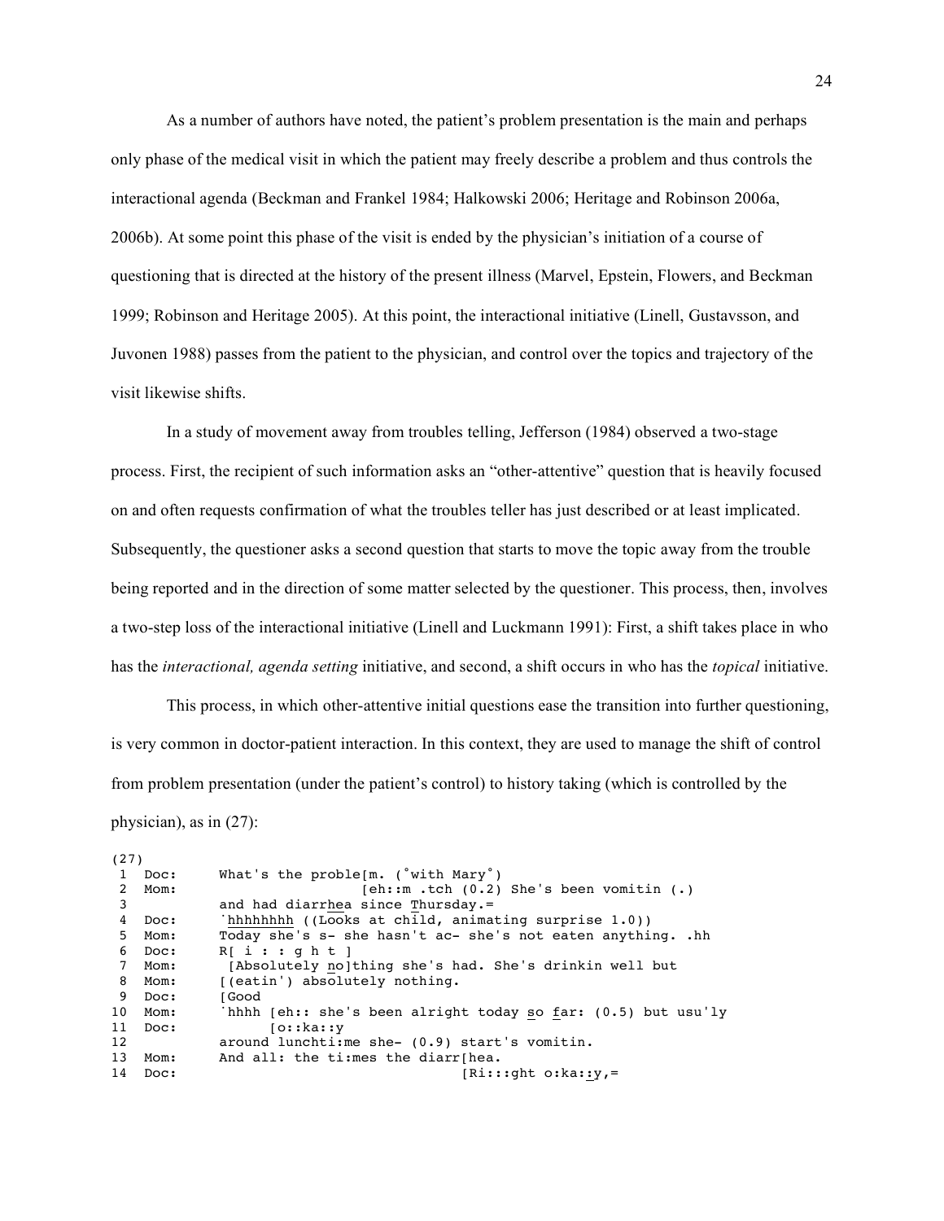As a number of authors have noted, the patient's problem presentation is the main and perhaps only phase of the medical visit in which the patient may freely describe a problem and thus controls the interactional agenda (Beckman and Frankel 1984; Halkowski 2006; Heritage and Robinson 2006a, 2006b). At some point this phase of the visit is ended by the physician's initiation of a course of questioning that is directed at the history of the present illness (Marvel, Epstein, Flowers, and Beckman 1999; Robinson and Heritage 2005). At this point, the interactional initiative (Linell, Gustavsson, and Juvonen 1988) passes from the patient to the physician, and control over the topics and trajectory of the visit likewise shifts.

In a study of movement away from troubles telling, Jefferson (1984) observed a two-stage process. First, the recipient of such information asks an "other-attentive" question that is heavily focused on and often requests confirmation of what the troubles teller has just described or at least implicated. Subsequently, the questioner asks a second question that starts to move the topic away from the trouble being reported and in the direction of some matter selected by the questioner. This process, then, involves a two-step loss of the interactional initiative (Linell and Luckmann 1991): First, a shift takes place in who has the *interactional, agenda setting* initiative, and second, a shift occurs in who has the *topical* initiative.

This process, in which other-attentive initial questions ease the transition into further questioning, is very common in doctor-patient interaction. In this context, they are used to manage the shift of control from problem presentation (under the patient's control) to history taking (which is controlled by the physician), as in (27):

```
(27)
 1  Doc:     What's the proble[m. (°with Mary°)
 2  Mom:                      [eh::m .tch (0.2) She's been vomitin (.)
 3           and had diarrhea since Thursday.=
 4  Doc:     `hhhhhhhh ((Looks at child, animating surprise 1.0))
 5  Mom:     Today she's s- she hasn't ac- she's not eaten anything. .hh
 6  Doc:     R[ i : : g h t ]
 7  Mom:      [Absolutely no]thing she's had. She's drinkin well but
 8  Mom:     [(eatin') absolutely nothing.
 9  Doc:     [Good
10  Mom:     `hhhh [eh:: she's been alright today so far: (0.5) but usu'ly
11  Doc:           [o::ka::y
12           around lunchti:me she- (0.9) start's vomitin.
13  Mom:     And all: the ti:mes the diarr[hea.
14  Doc:                                  [Ri:::ght o:ka::y,=
```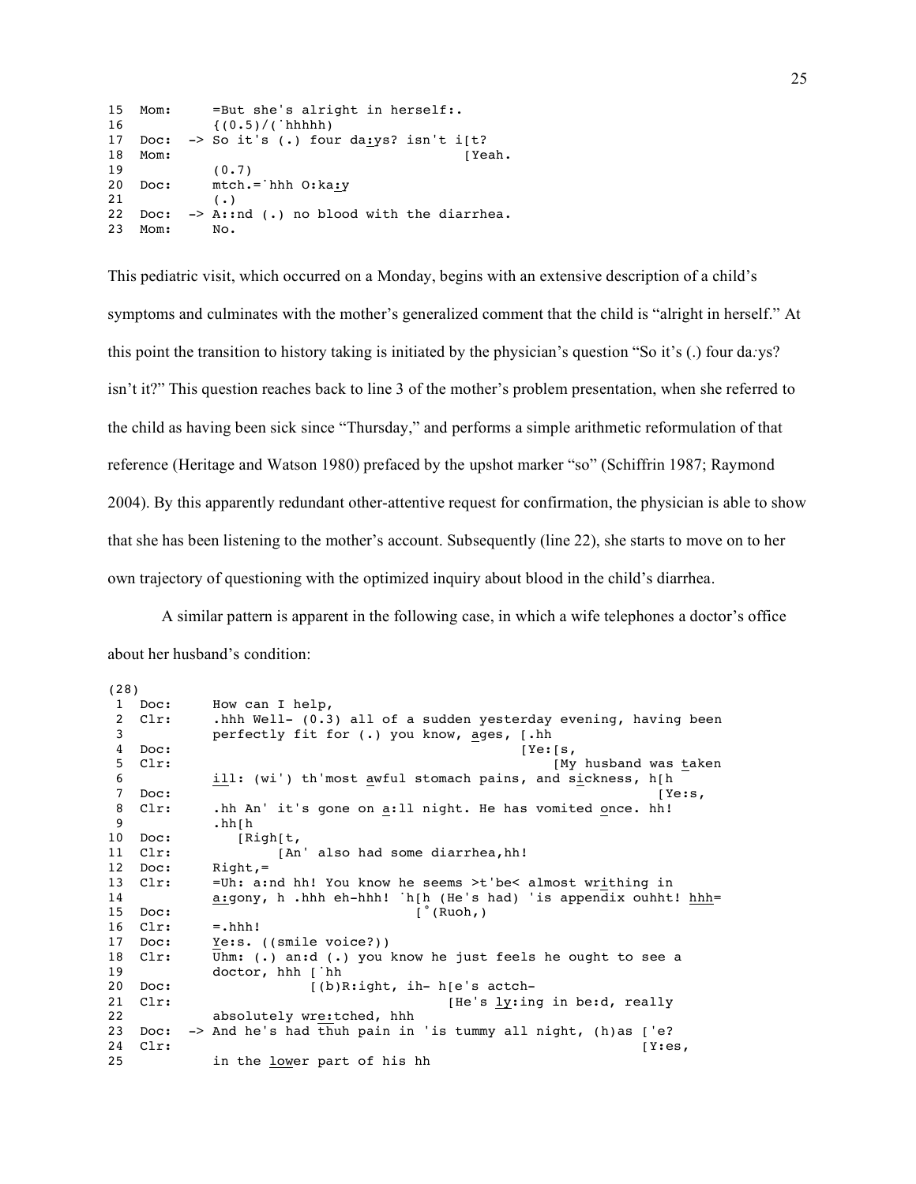```
15  Mom:       =But she's alright in herself:.
16             {(0.5)/(˙hhhhh)
17  Doc:  -> So it's (.) four da:ys? isn't i[t?
18  Mom:                                     [Yeah.
19             (0.7)
20  Doc:       mtch.=˙hhh O:ka:y
21             (.)
22  Doc:  -> A::nd (.) no blood with the diarrhea.
23  Mom:       No.
```

This pediatric visit, which occurred on a Monday, begins with an extensive description of a child's symptoms and culminates with the mother's generalized comment that the child is "alright in herself." At this point the transition to history taking is initiated by the physician's question "So it's (.) four da*:*ys? isn't it?" This question reaches back to line 3 of the mother's problem presentation, when she referred to the child as having been sick since "Thursday," and performs a simple arithmetic reformulation of that reference (Heritage and Watson 1980) prefaced by the upshot marker "so" (Schiffrin 1987; Raymond 2004). By this apparently redundant other-attentive request for confirmation, the physician is able to show that she has been listening to the mother's account. Subsequently (line 22), she starts to move on to her own trajectory of questioning with the optimized inquiry about blood in the child's diarrhea.

A similar pattern is apparent in the following case, in which a wife telephones a doctor's office about her husband's condition:

```
(28)
 1  Doc:      How can I help,
 2  Clr:      .hhh Well- (0.3) all of a sudden yesterday evening, having been
 3            perfectly fit for (.) you know, ages, [.hh
 4  Doc:                                          [Ye:[s,
 5  Clr:                                              [My husband was taken
 6            ill: (wi') th'most awful stomach pains, and sickness, h[h
 7  Doc:                                                             [Ye:s,
 8  Clr:      .hh An' it's gone on a:ll night. He has vomited once. hh!
 9            .hh[h
10  Doc:         [Righ[t,
11  Clr:              [An' also had some diarrhea,hh!
12  Doc:      Right,=
13  Clr:      =Uh: a:nd hh! You know he seems >t'be< almost writhing in
14            a:gony, h .hhh eh-hhh! ˙h[h (He's had) 'is appendix ouhht! hhh=
15  Doc:                               [°(Ruoh,)
16  Clr:      =.hhh!
17  Doc:      Ye:s. ((smile voice?))
18  Clr:      Uhm: (.) an:d (.) you know he just feels he ought to see a
19            doctor, hhh [˙hh
20  Doc:                  [(b)R:ight, ih- h[e's actch-
21  Clr:                                   [He's ly:ing in be:d, really
22            absolutely wre:tched, hhh
23  Doc:  -> And he's had thuh pain in 'is tummy all night, (h)as ['e?
24  Clr:                                                          [Y:es,
25            in the lower part of his hh
```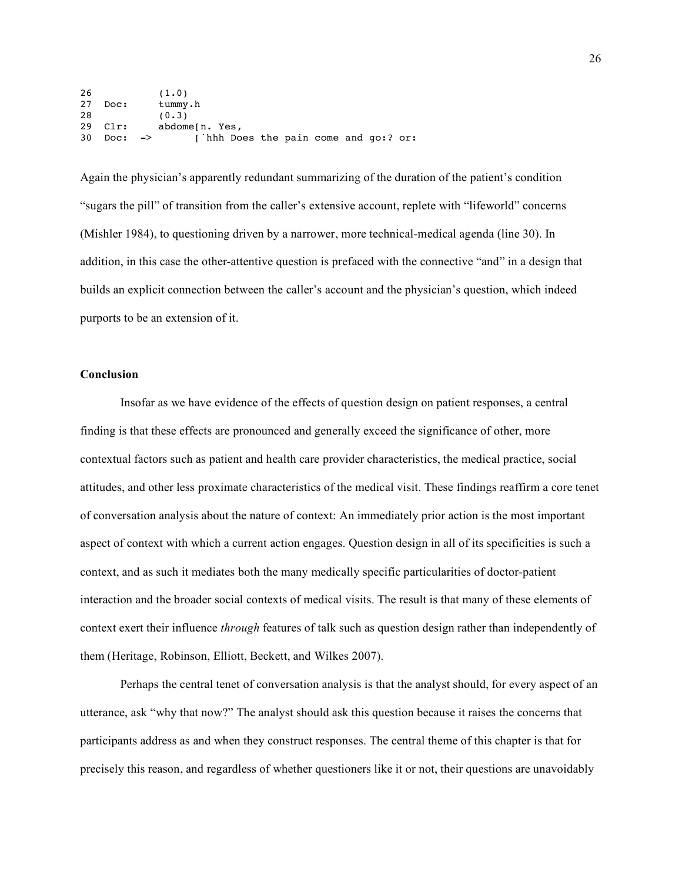```
26            (1.0)
27  Doc:      tummy.h
28            (0.3)
29  Clr:      abdome[n. Yes,
30  Doc:  ->        [˙hhh Does the pain come and go:? or:
```

Again the physician's apparently redundant summarizing of the duration of the patient's condition "sugars the pill" of transition from the caller's extensive account, replete with "lifeworld" concerns (Mishler 1984), to questioning driven by a narrower, more technical-medical agenda (line 30). In addition, in this case the other-attentive question is prefaced with the connective "and" in a design that builds an explicit connection between the caller's account and the physician's question, which indeed purports to be an extension of it.

### Conclusion

Insofar as we have evidence of the effects of question design on patient responses, a central finding is that these effects are pronounced and generally exceed the significance of other, more contextual factors such as patient and health care provider characteristics, the medical practice, social attitudes, and other less proximate characteristics of the medical visit. These findings reaffirm a core tenet of conversation analysis about the nature of context: An immediately prior action is the most important aspect of context with which a current action engages. Question design in all of its specificities is such a context, and as such it mediates both the many medically specific particularities of doctor-patient interaction and the broader social contexts of medical visits. The result is that many of these elements of context exert their influence *through* features of talk such as question design rather than independently of them (Heritage, Robinson, Elliott, Beckett, and Wilkes 2007).

Perhaps the central tenet of conversation analysis is that the analyst should, for every aspect of an utterance, ask "why that now?" The analyst should ask this question because it raises the concerns that participants address as and when they construct responses. The central theme of this chapter is that for precisely this reason, and regardless of whether questioners like it or not, their questions are unavoidably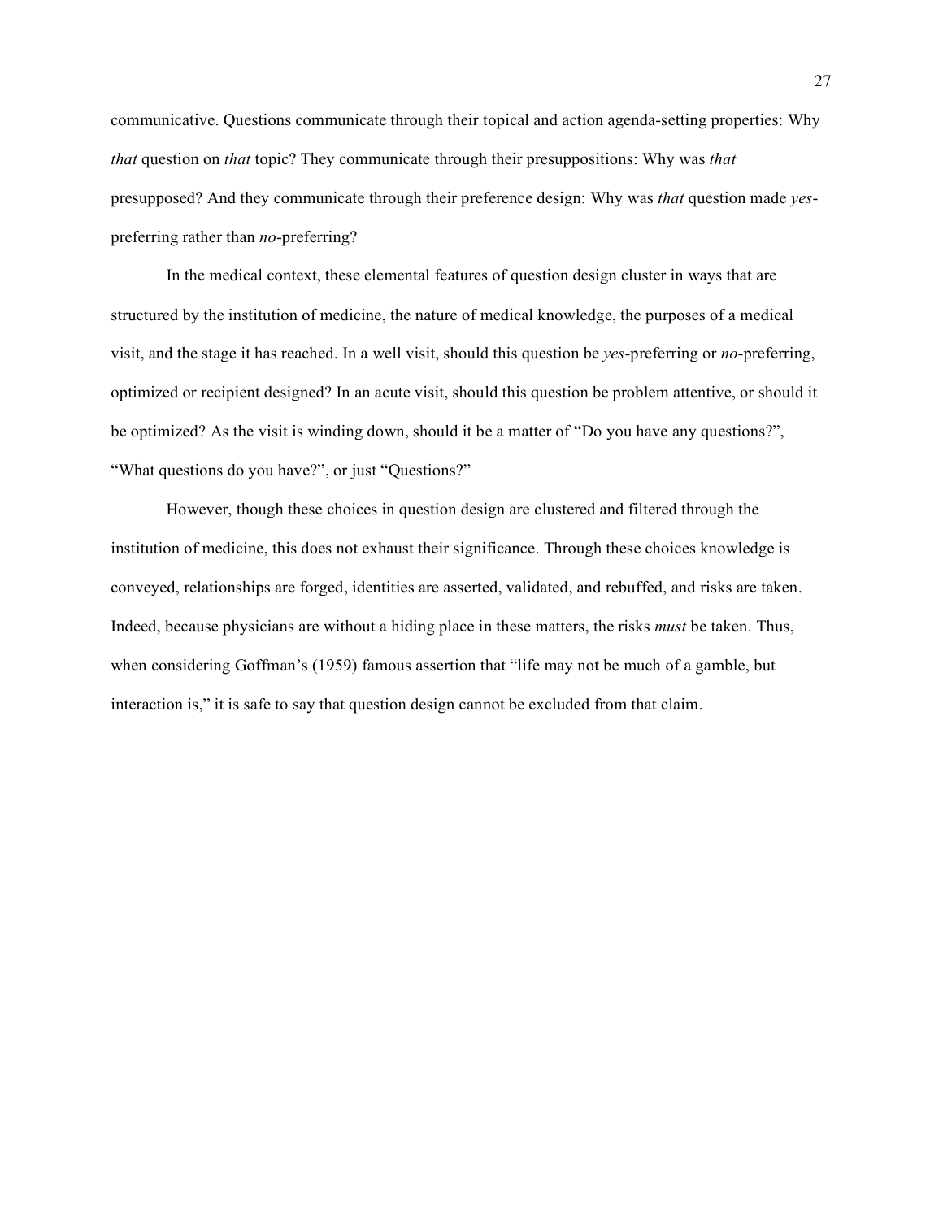communicative. Questions communicate through their topical and action agenda-setting properties: Why *that* question on *that* topic? They communicate through their presuppositions: Why was *that* presupposed? And they communicate through their preference design: Why was *that* question made *yes*-preferring rather than *no*-preferring?

In the medical context, these elemental features of question design cluster in ways that are structured by the institution of medicine, the nature of medical knowledge, the purposes of a medical visit, and the stage it has reached. In a well visit, should this question be *yes*-preferring or *no*-preferring, optimized or recipient designed? In an acute visit, should this question be problem attentive, or should it be optimized? As the visit is winding down, should it be a matter of "Do you have any questions?", "What questions do you have?", or just "Questions?"

However, though these choices in question design are clustered and filtered through the institution of medicine, this does not exhaust their significance. Through these choices knowledge is conveyed, relationships are forged, identities are asserted, validated, and rebuffed, and risks are taken. Indeed, because physicians are without a hiding place in these matters, the risks *must* be taken. Thus, when considering Goffman's (1959) famous assertion that "life may not be much of a gamble, but interaction is," it is safe to say that question design cannot be excluded from that claim.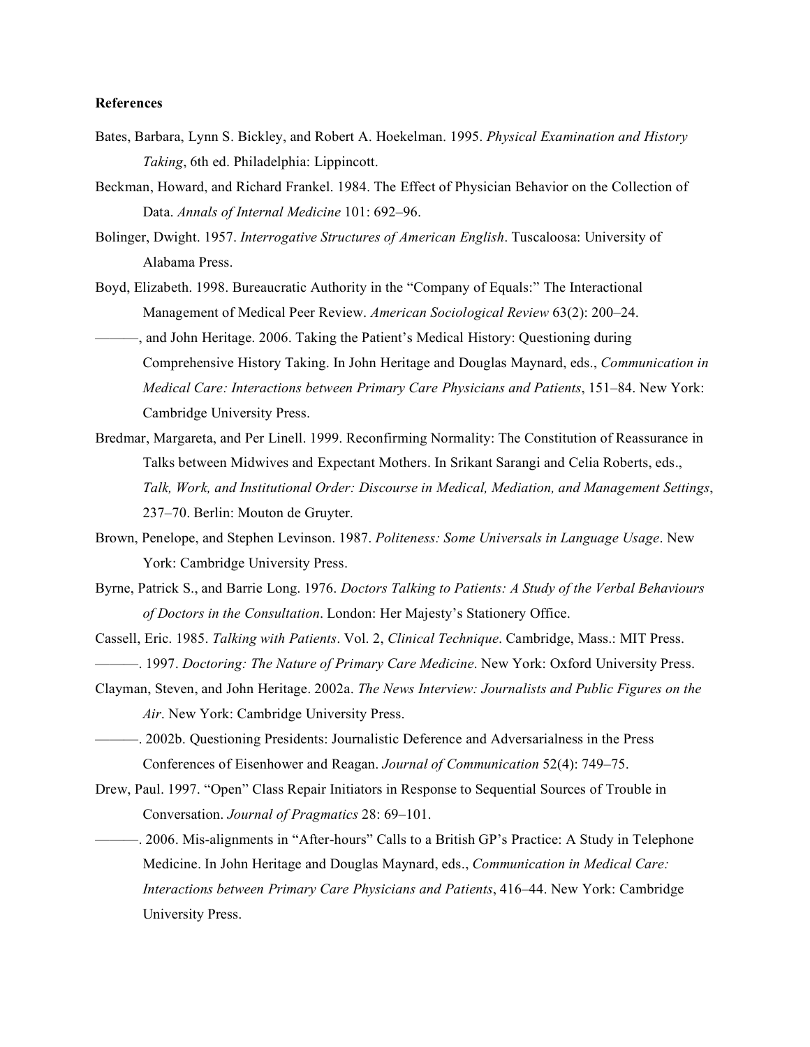**References**

Bates, Barbara, Lynn S. Bickley, and Robert A. Hoekelman. 1995. *Physical Examination and History Taking*, 6th ed. Philadelphia: Lippincott.

Beckman, Howard, and Richard Frankel. 1984. The Effect of Physician Behavior on the Collection of Data. *Annals of Internal Medicine* 101: 692–96.

Bolinger, Dwight. 1957. *Interrogative Structures of American English*. Tuscaloosa: University of Alabama Press.

Boyd, Elizabeth. 1998. Bureaucratic Authority in the "Company of Equals:" The Interactional Management of Medical Peer Review. *American Sociological Review* 63(2): 200–24.

———, and John Heritage. 2006. Taking the Patient's Medical History: Questioning during Comprehensive History Taking. In John Heritage and Douglas Maynard, eds., *Communication in Medical Care: Interactions between Primary Care Physicians and Patients*, 151–84. New York: Cambridge University Press.

Bredmar, Margareta, and Per Linell. 1999. Reconfirming Normality: The Constitution of Reassurance in Talks between Midwives and Expectant Mothers. In Srikant Sarangi and Celia Roberts, eds., *Talk, Work, and Institutional Order: Discourse in Medical, Mediation, and Management Settings*, 237–70. Berlin: Mouton de Gruyter.

Brown, Penelope, and Stephen Levinson. 1987. *Politeness: Some Universals in Language Usage*. New York: Cambridge University Press.

Byrne, Patrick S., and Barrie Long. 1976. *Doctors Talking to Patients: A Study of the Verbal Behaviours of Doctors in the Consultation*. London: Her Majesty's Stationery Office.

Cassell, Eric. 1985. *Talking with Patients*. Vol. 2, *Clinical Technique*. Cambridge, Mass.: MIT Press.

———. 1997. *Doctoring: The Nature of Primary Care Medicine*. New York: Oxford University Press.

Clayman, Steven, and John Heritage. 2002a. *The News Interview: Journalists and Public Figures on the Air*. New York: Cambridge University Press.

———. 2002b. Questioning Presidents: Journalistic Deference and Adversarialness in the Press Conferences of Eisenhower and Reagan. *Journal of Communication* 52(4): 749–75.

Drew, Paul. 1997. "Open" Class Repair Initiators in Response to Sequential Sources of Trouble in Conversation. *Journal of Pragmatics* 28: 69–101.

———. 2006. Mis-alignments in "After-hours" Calls to a British GP's Practice: A Study in Telephone Medicine. In John Heritage and Douglas Maynard, eds., *Communication in Medical Care: Interactions between Primary Care Physicians and Patients*, 416–44. New York: Cambridge University Press.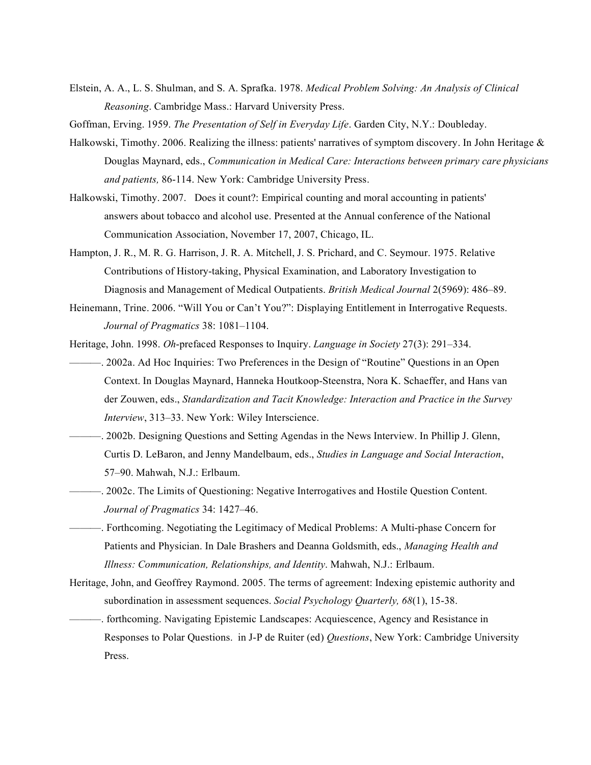Elstein, A. A., L. S. Shulman, and S. A. Sprafka. 1978. *Medical Problem Solving: An Analysis of Clinical Reasoning*. Cambridge Mass.: Harvard University Press.

Goffman, Erving. 1959. *The Presentation of Self in Everyday Life*. Garden City, N.Y.: Doubleday.

Halkowski, Timothy. 2006. Realizing the illness: patients' narratives of symptom discovery. In John Heritage & Douglas Maynard, eds., *Communication in Medical Care: Interactions between primary care physicians and patients,* 86-114. New York: Cambridge University Press.

Halkowski, Timothy. 2007. Does it count?: Empirical counting and moral accounting in patients' answers about tobacco and alcohol use. Presented at the Annual conference of the National Communication Association, November 17, 2007, Chicago, IL.

Hampton, J. R., M. R. G. Harrison, J. R. A. Mitchell, J. S. Prichard, and C. Seymour. 1975. Relative Contributions of History-taking, Physical Examination, and Laboratory Investigation to Diagnosis and Management of Medical Outpatients. *British Medical Journal* 2(5969): 486–89.

Heinemann, Trine. 2006. "Will You or Can't You?": Displaying Entitlement in Interrogative Requests. *Journal of Pragmatics* 38: 1081–1104.

Heritage, John. 1998. *Oh*-prefaced Responses to Inquiry. *Language in Society* 27(3): 291–334.

———. 2002a. Ad Hoc Inquiries: Two Preferences in the Design of "Routine" Questions in an Open Context. In Douglas Maynard, Hanneka Houtkoop-Steenstra, Nora K. Schaeffer, and Hans van der Zouwen, eds., *Standardization and Tacit Knowledge: Interaction and Practice in the Survey Interview*, 313–33. New York: Wiley Interscience.

———. 2002b. Designing Questions and Setting Agendas in the News Interview. In Phillip J. Glenn, Curtis D. LeBaron, and Jenny Mandelbaum, eds., *Studies in Language and Social Interaction*, 57–90. Mahwah, N.J.: Erlbaum.

———. 2002c. The Limits of Questioning: Negative Interrogatives and Hostile Question Content. *Journal of Pragmatics* 34: 1427–46.

———. Forthcoming. Negotiating the Legitimacy of Medical Problems: A Multi-phase Concern for Patients and Physician. In Dale Brashers and Deanna Goldsmith, eds., *Managing Health and Illness: Communication, Relationships, and Identity*. Mahwah, N.J.: Erlbaum.

Heritage, John, and Geoffrey Raymond. 2005. The terms of agreement: Indexing epistemic authority and subordination in assessment sequences. *Social Psychology Quarterly, 68*(1), 15-38.

———. forthcoming. Navigating Epistemic Landscapes: Acquiescence, Agency and Resistance in Responses to Polar Questions. in J-P de Ruiter (ed) *Questions*, New York: Cambridge University Press.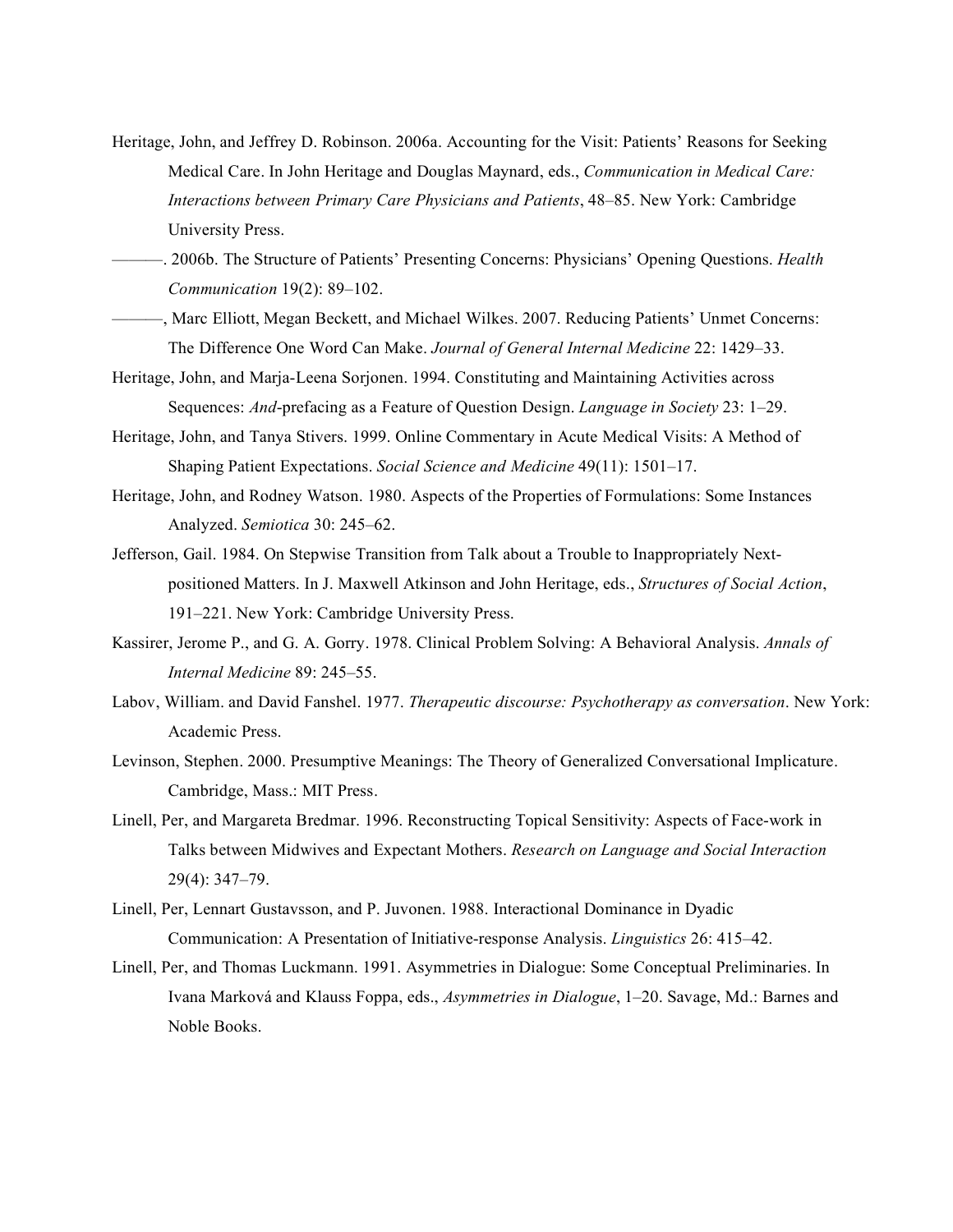Heritage, John, and Jeffrey D. Robinson. 2006a. Accounting for the Visit: Patients' Reasons for Seeking Medical Care. In John Heritage and Douglas Maynard, eds., *Communication in Medical Care: Interactions between Primary Care Physicians and Patients*, 48–85. New York: Cambridge University Press.

———. 2006b. The Structure of Patients' Presenting Concerns: Physicians' Opening Questions. *Health Communication* 19(2): 89–102.

———, Marc Elliott, Megan Beckett, and Michael Wilkes. 2007. Reducing Patients' Unmet Concerns: The Difference One Word Can Make. *Journal of General Internal Medicine* 22: 1429–33.

Heritage, John, and Marja-Leena Sorjonen. 1994. Constituting and Maintaining Activities across Sequences: *And*-prefacing as a Feature of Question Design. *Language in Society* 23: 1–29.

Heritage, John, and Tanya Stivers. 1999. Online Commentary in Acute Medical Visits: A Method of Shaping Patient Expectations. *Social Science and Medicine* 49(11): 1501–17.

Heritage, John, and Rodney Watson. 1980. Aspects of the Properties of Formulations: Some Instances Analyzed. *Semiotica* 30: 245–62.

Jefferson, Gail. 1984. On Stepwise Transition from Talk about a Trouble to Inappropriately Next-positioned Matters. In J. Maxwell Atkinson and John Heritage, eds., *Structures of Social Action*, 191–221. New York: Cambridge University Press.

Kassirer, Jerome P., and G. A. Gorry. 1978. Clinical Problem Solving: A Behavioral Analysis. *Annals of Internal Medicine* 89: 245–55.

Labov, William. and David Fanshel. 1977. *Therapeutic discourse: Psychotherapy as conversation*. New York: Academic Press.

Levinson, Stephen. 2000. Presumptive Meanings: The Theory of Generalized Conversational Implicature. Cambridge, Mass.: MIT Press.

Linell, Per, and Margareta Bredmar. 1996. Reconstructing Topical Sensitivity: Aspects of Face-work in Talks between Midwives and Expectant Mothers. *Research on Language and Social Interaction* 29(4): 347–79.

Linell, Per, Lennart Gustavsson, and P. Juvonen. 1988. Interactional Dominance in Dyadic Communication: A Presentation of Initiative-response Analysis. *Linguistics* 26: 415–42.

Linell, Per, and Thomas Luckmann. 1991. Asymmetries in Dialogue: Some Conceptual Preliminaries. In Ivana Marková and Klauss Foppa, eds., *Asymmetries in Dialogue*, 1–20. Savage, Md.: Barnes and Noble Books.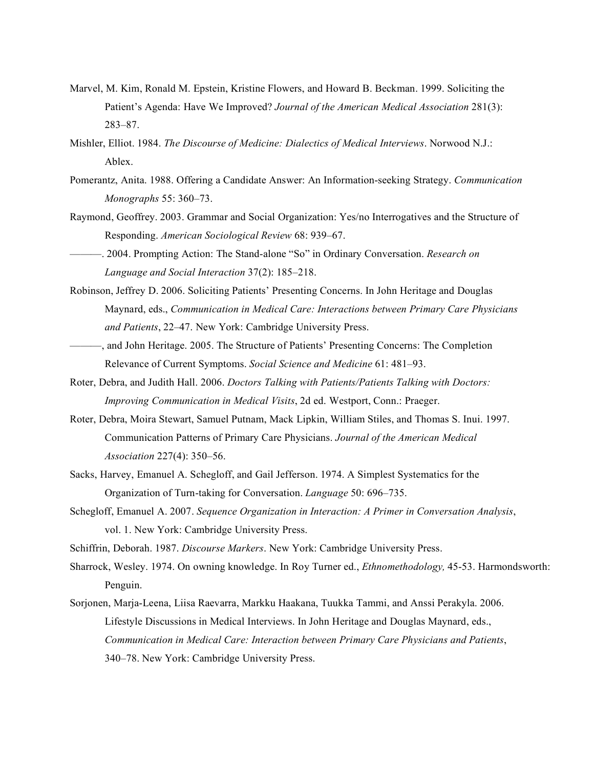Marvel, M. Kim, Ronald M. Epstein, Kristine Flowers, and Howard B. Beckman. 1999. Soliciting the Patient's Agenda: Have We Improved? *Journal of the American Medical Association* 281(3): 283–87.

Mishler, Elliot. 1984. *The Discourse of Medicine: Dialectics of Medical Interviews*. Norwood N.J.: Ablex.

Pomerantz, Anita. 1988. Offering a Candidate Answer: An Information-seeking Strategy. *Communication Monographs* 55: 360–73.

Raymond, Geoffrey. 2003. Grammar and Social Organization: Yes/no Interrogatives and the Structure of Responding. *American Sociological Review* 68: 939–67.

———. 2004. Prompting Action: The Stand-alone "So" in Ordinary Conversation. *Research on Language and Social Interaction* 37(2): 185–218.

Robinson, Jeffrey D. 2006. Soliciting Patients' Presenting Concerns. In John Heritage and Douglas Maynard, eds., *Communication in Medical Care: Interactions between Primary Care Physicians and Patients*, 22–47. New York: Cambridge University Press.

———, and John Heritage. 2005. The Structure of Patients' Presenting Concerns: The Completion Relevance of Current Symptoms. *Social Science and Medicine* 61: 481–93.

Roter, Debra, and Judith Hall. 2006. *Doctors Talking with Patients/Patients Talking with Doctors: Improving Communication in Medical Visits*, 2d ed. Westport, Conn.: Praeger.

Roter, Debra, Moira Stewart, Samuel Putnam, Mack Lipkin, William Stiles, and Thomas S. Inui. 1997. Communication Patterns of Primary Care Physicians. *Journal of the American Medical Association* 227(4): 350–56.

Sacks, Harvey, Emanuel A. Schegloff, and Gail Jefferson. 1974. A Simplest Systematics for the Organization of Turn-taking for Conversation. *Language* 50: 696–735.

Schegloff, Emanuel A. 2007. *Sequence Organization in Interaction: A Primer in Conversation Analysis*, vol. 1. New York: Cambridge University Press.

Schiffrin, Deborah. 1987. *Discourse Markers*. New York: Cambridge University Press.

Sharrock, Wesley. 1974. On owning knowledge. In Roy Turner ed., *Ethnomethodology,* 45-53. Harmondsworth: Penguin.

Sorjonen, Marja-Leena, Liisa Raevarra, Markku Haakana, Tuukka Tammi, and Anssi Perakyla. 2006. Lifestyle Discussions in Medical Interviews. In John Heritage and Douglas Maynard, eds., *Communication in Medical Care: Interaction between Primary Care Physicians and Patients*, 340–78. New York: Cambridge University Press.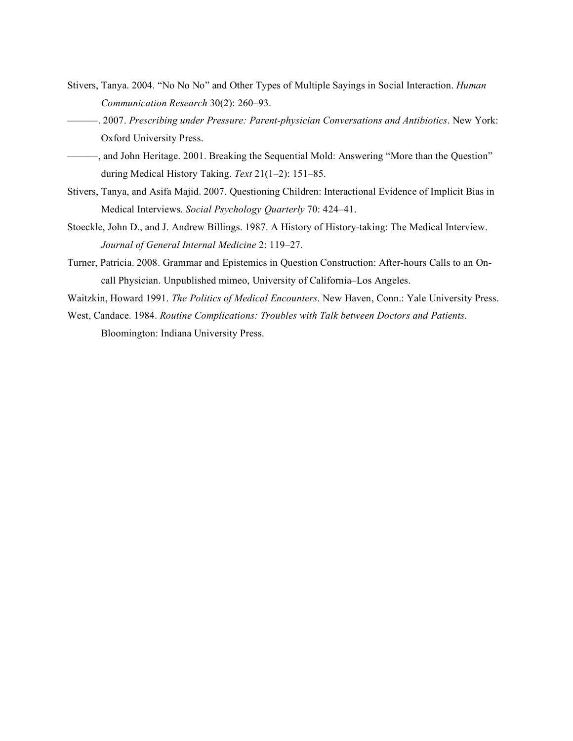Stivers, Tanya. 2004. "No No No" and Other Types of Multiple Sayings in Social Interaction. *Human Communication Research* 30(2): 260–93.

———. 2007. *Prescribing under Pressure: Parent-physician Conversations and Antibiotics*. New York: Oxford University Press.

———, and John Heritage. 2001. Breaking the Sequential Mold: Answering "More than the Question" during Medical History Taking. *Text* 21(1–2): 151–85.

Stivers, Tanya, and Asifa Majid. 2007. Questioning Children: Interactional Evidence of Implicit Bias in Medical Interviews. *Social Psychology Quarterly* 70: 424–41.

Stoeckle, John D., and J. Andrew Billings. 1987. A History of History-taking: The Medical Interview. *Journal of General Internal Medicine* 2: 119–27.

Turner, Patricia. 2008. Grammar and Epistemics in Question Construction: After-hours Calls to an On-call Physician. Unpublished mimeo, University of California–Los Angeles.

Waitzkin, Howard 1991. *The Politics of Medical Encounters*. New Haven, Conn.: Yale University Press.

West, Candace. 1984. *Routine Complications: Troubles with Talk between Doctors and Patients*. Bloomington: Indiana University Press.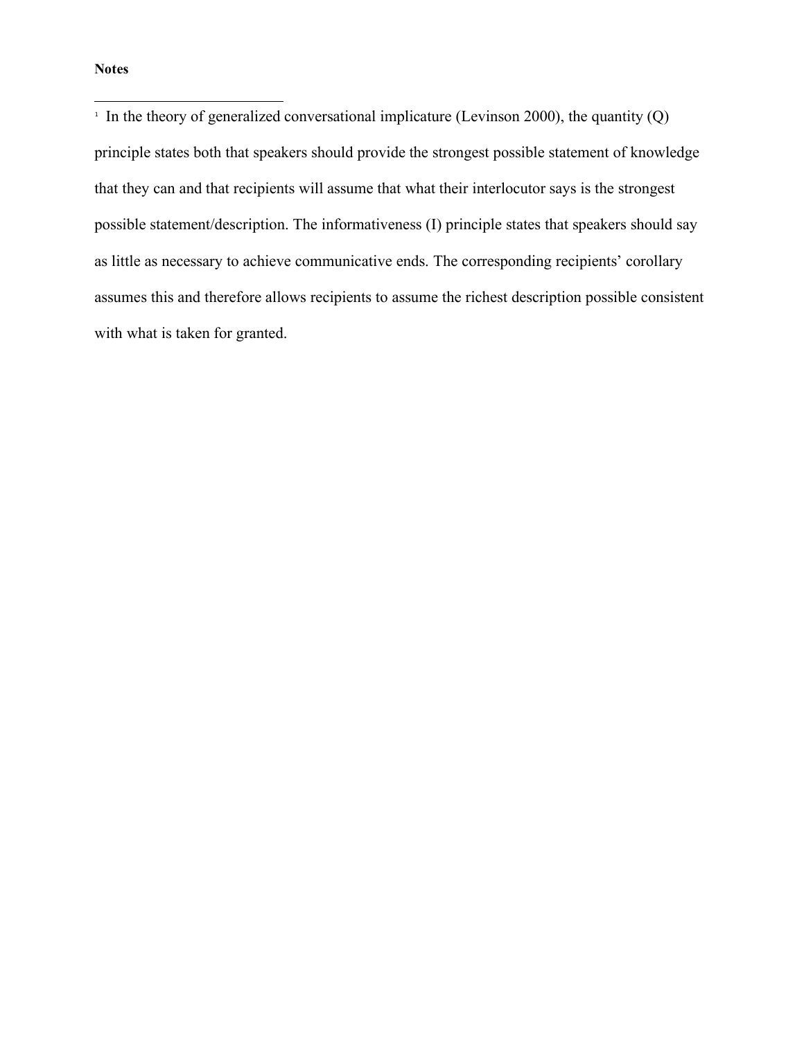**Notes**

[1] In the theory of generalized conversational implicature (Levinson 2000), the quantity (Q) principle states both that speakers should provide the strongest possible statement of knowledge that they can and that recipients will assume that what their interlocutor says is the strongest possible statement/description. The informativeness (I) principle states that speakers should say as little as necessary to achieve communicative ends. The corresponding recipients' corollary assumes this and therefore allows recipients to assume the richest description possible consistent with what is taken for granted.